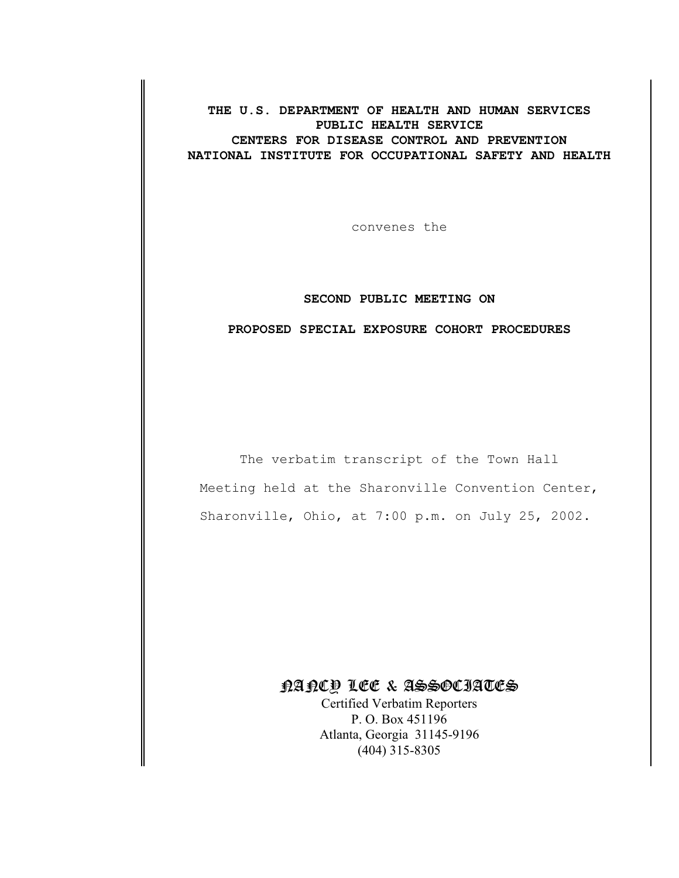**THE U.S. DEPARTMENT OF HEALTH AND HUMAN SERVICES**
**PUBLIC HEALTH SERVICE**
**CENTERS FOR DISEASE CONTROL AND PREVENTION**
**NATIONAL INSTITUTE FOR OCCUPATIONAL SAFETY AND HEALTH**

convenes the

# SECOND PUBLIC MEETING ON

# PROPOSED SPECIAL EXPOSURE COHORT PROCEDURES

The verbatim transcript of the Town Hall Meeting held at the Sharonville Convention Center, Sharonville, Ohio, at 7:00 p.m. on July 25, 2002.

NANCY LEE & ASSOCIATES
Certified Verbatim Reporters
P. O. Box 451196
Atlanta, Georgia 31145-9196
(404) 315-8305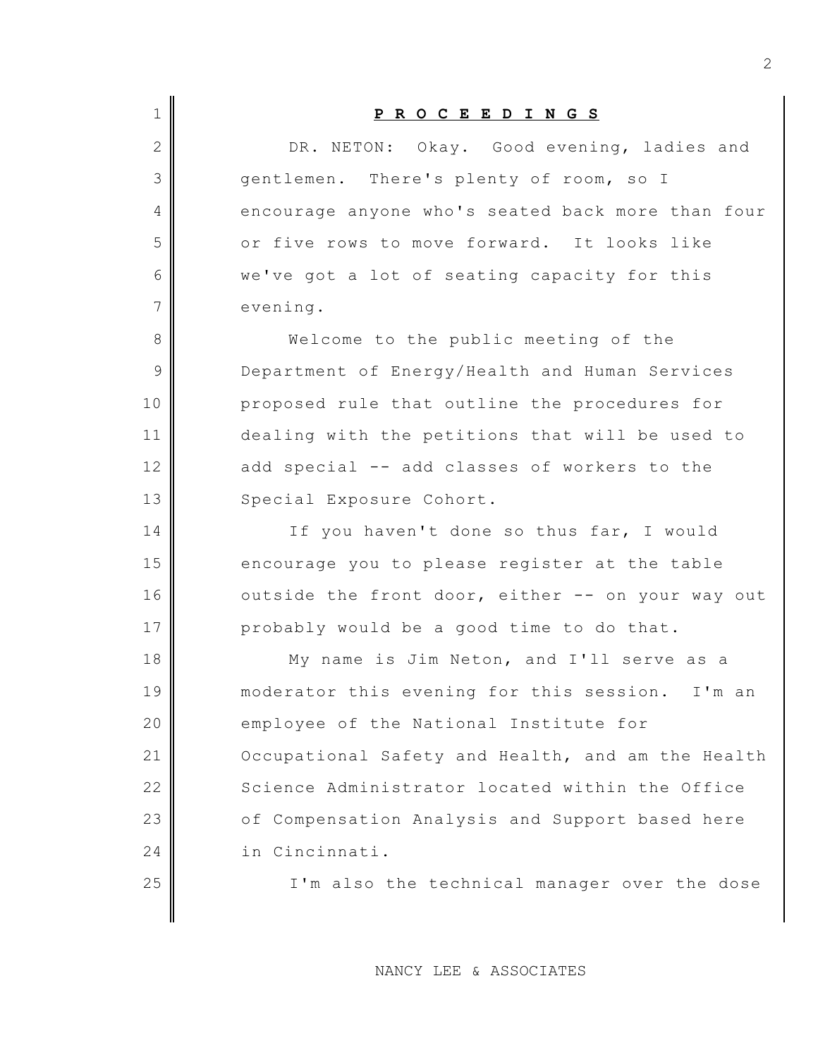**P R O C E E D I N G S**

DR. NETON: Okay. Good evening, ladies and gentlemen. There's plenty of room, so I encourage anyone who's seated back more than four or five rows to move forward. It looks like we've got a lot of seating capacity for this evening.

Welcome to the public meeting of the Department of Energy/Health and Human Services proposed rule that outline the procedures for dealing with the petitions that will be used to add special -- add classes of workers to the Special Exposure Cohort.

If you haven't done so thus far, I would encourage you to please register at the table outside the front door, either -- on your way out probably would be a good time to do that.

My name is Jim Neton, and I'll serve as a moderator this evening for this session. I'm an employee of the National Institute for Occupational Safety and Health, and am the Health Science Administrator located within the Office of Compensation Analysis and Support based here in Cincinnati.

I'm also the technical manager over the dose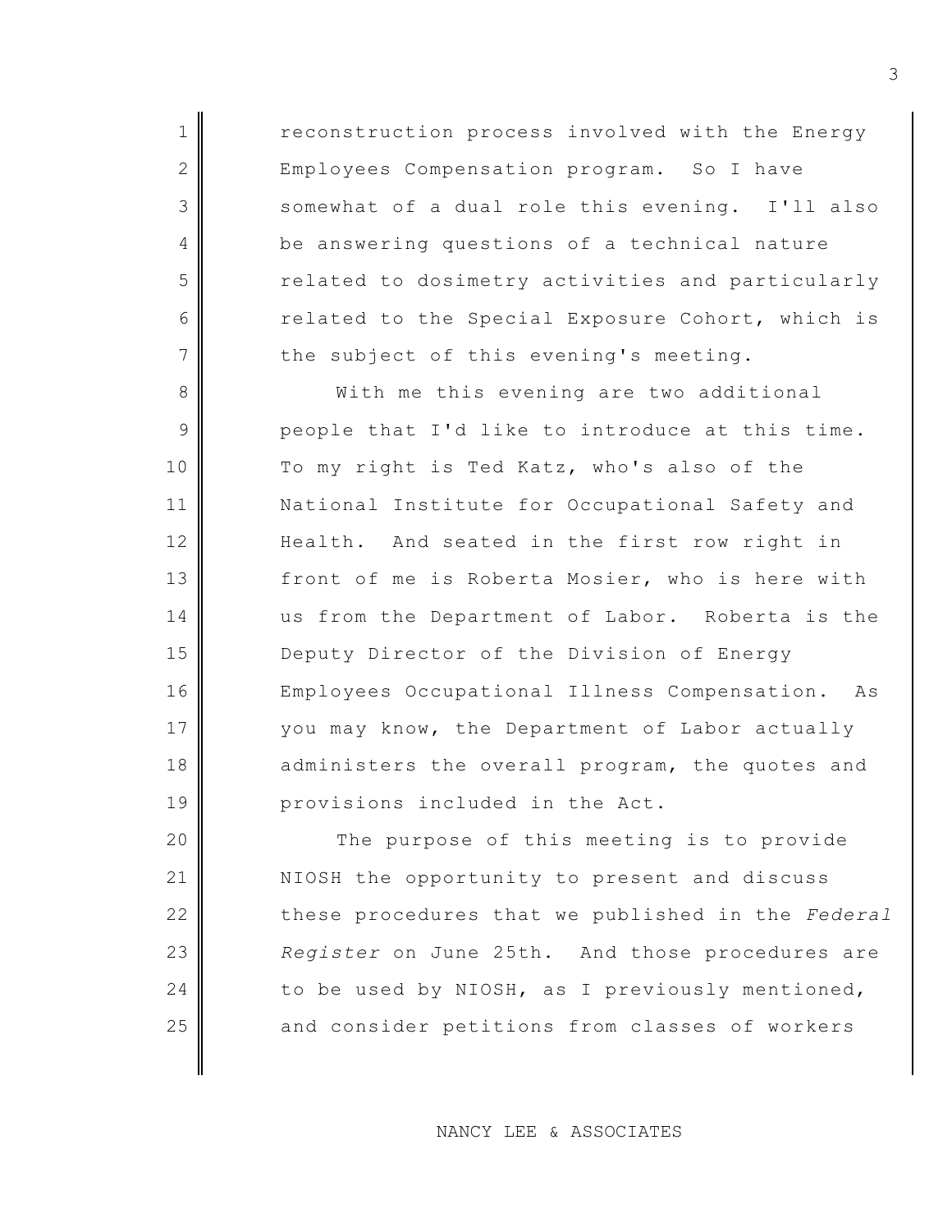reconstruction process involved with the Energy Employees Compensation program. So I have somewhat of a dual role this evening. I'll also be answering questions of a technical nature related to dosimetry activities and particularly related to the Special Exposure Cohort, which is the subject of this evening's meeting.

With me this evening are two additional people that I'd like to introduce at this time. To my right is Ted Katz, who's also of the National Institute for Occupational Safety and Health. And seated in the first row right in front of me is Roberta Mosier, who is here with us from the Department of Labor. Roberta is the Deputy Director of the Division of Energy Employees Occupational Illness Compensation. As you may know, the Department of Labor actually administers the overall program, the quotes and provisions included in the Act.

The purpose of this meeting is to provide NIOSH the opportunity to present and discuss these procedures that we published in the *Federal Register* on June 25th. And those procedures are to be used by NIOSH, as I previously mentioned, and consider petitions from classes of workers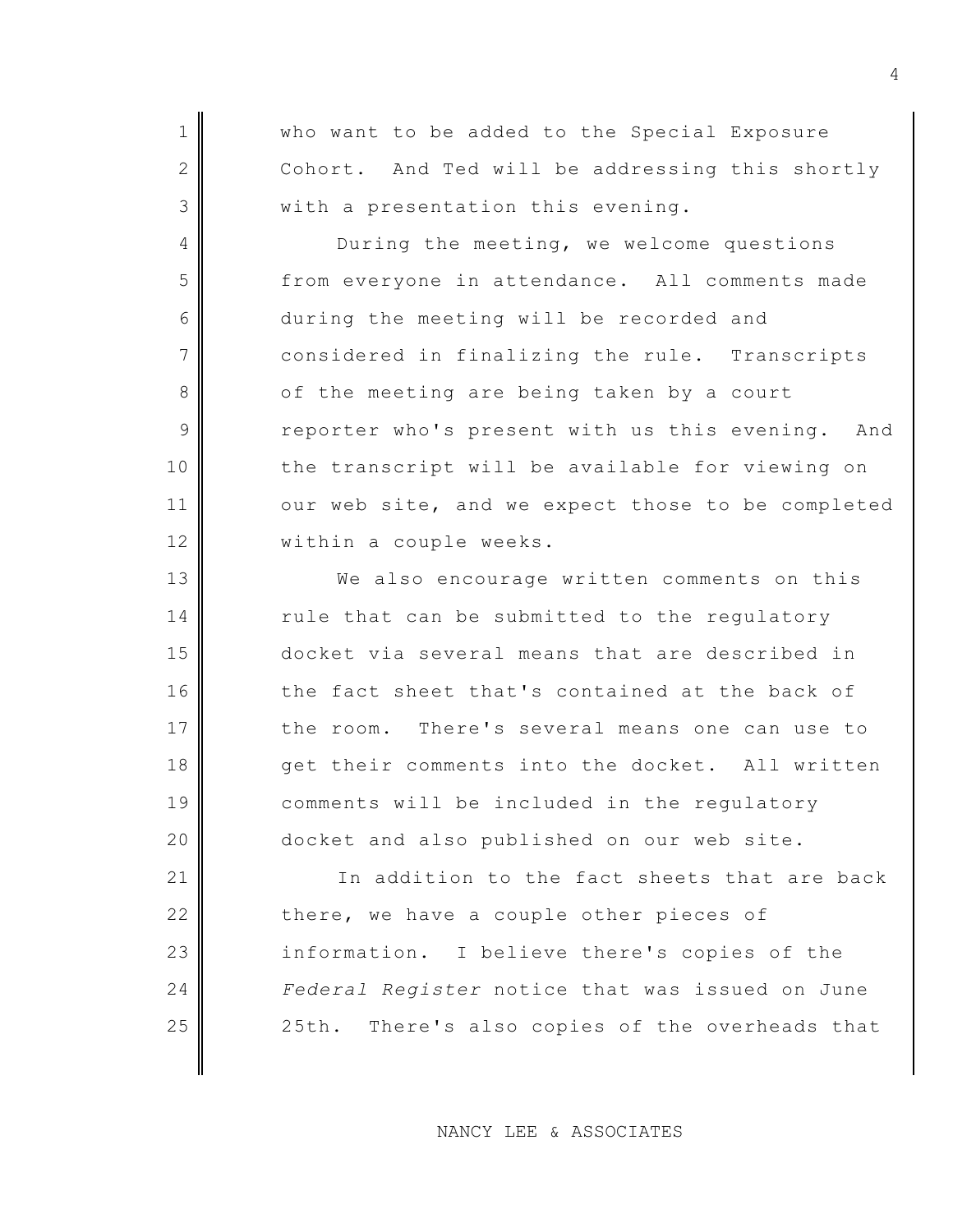who want to be added to the Special Exposure Cohort. And Ted will be addressing this shortly with a presentation this evening.

During the meeting, we welcome questions from everyone in attendance. All comments made during the meeting will be recorded and considered in finalizing the rule. Transcripts of the meeting are being taken by a court reporter who's present with us this evening. And the transcript will be available for viewing on our web site, and we expect those to be completed within a couple weeks.

We also encourage written comments on this rule that can be submitted to the regulatory docket via several means that are described in the fact sheet that's contained at the back of the room. There's several means one can use to get their comments into the docket. All written comments will be included in the regulatory docket and also published on our web site.

In addition to the fact sheets that are back there, we have a couple other pieces of information. I believe there's copies of the *Federal Register* notice that was issued on June 25th. There's also copies of the overheads that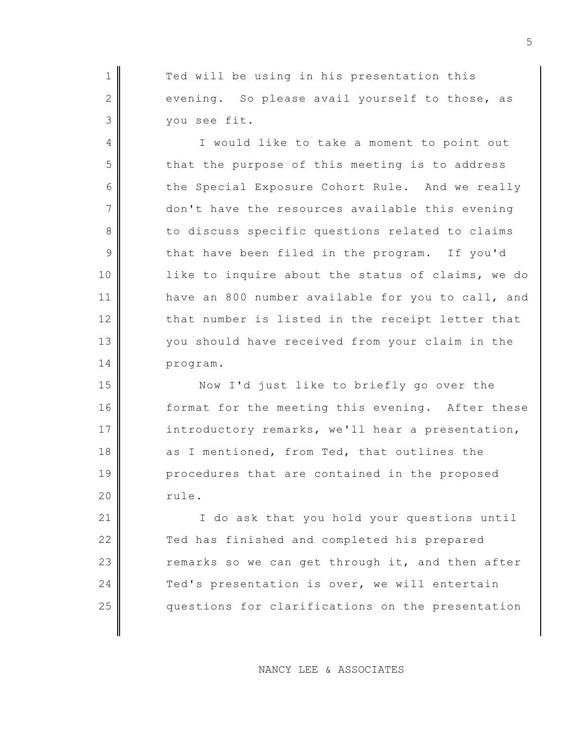Ted will be using in his presentation this evening. So please avail yourself to those, as you see fit.

I would like to take a moment to point out that the purpose of this meeting is to address the Special Exposure Cohort Rule. And we really don't have the resources available this evening to discuss specific questions related to claims that have been filed in the program. If you'd like to inquire about the status of claims, we do have an 800 number available for you to call, and that number is listed in the receipt letter that you should have received from your claim in the program.

Now I'd just like to briefly go over the format for the meeting this evening. After these introductory remarks, we'll hear a presentation, as I mentioned, from Ted, that outlines the procedures that are contained in the proposed rule.

I do ask that you hold your questions until Ted has finished and completed his prepared remarks so we can get through it, and then after Ted's presentation is over, we will entertain questions for clarifications on the presentation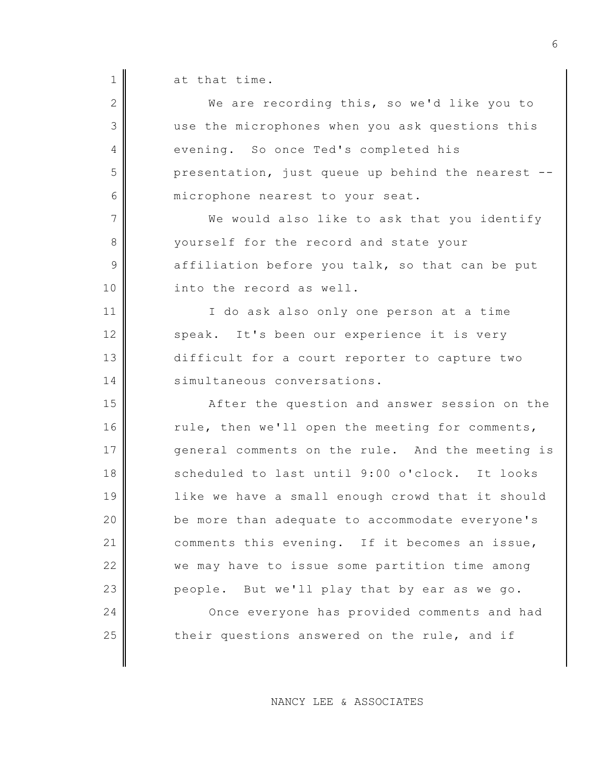at that time.

We are recording this, so we'd like you to use the microphones when you ask questions this evening. So once Ted's completed his presentation, just queue up behind the nearest -- microphone nearest to your seat.

We would also like to ask that you identify yourself for the record and state your affiliation before you talk, so that can be put into the record as well.

I do ask also only one person at a time speak. It's been our experience it is very difficult for a court reporter to capture two simultaneous conversations.

After the question and answer session on the rule, then we'll open the meeting for comments, general comments on the rule. And the meeting is scheduled to last until 9:00 o'clock. It looks like we have a small enough crowd that it should be more than adequate to accommodate everyone's comments this evening. If it becomes an issue, we may have to issue some partition time among people. But we'll play that by ear as we go.

Once everyone has provided comments and had their questions answered on the rule, and if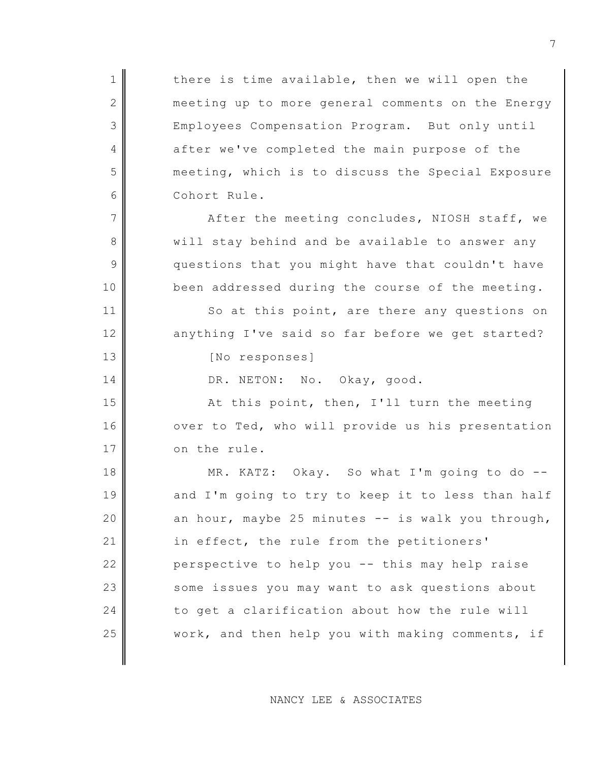there is time available, then we will open the meeting up to more general comments on the Energy Employees Compensation Program. But only until after we've completed the main purpose of the meeting, which is to discuss the Special Exposure Cohort Rule.

After the meeting concludes, NIOSH staff, we will stay behind and be available to answer any questions that you might have that couldn't have been addressed during the course of the meeting.

So at this point, are there any questions on anything I've said so far before we get started?

[No responses]

DR. NETON: No. Okay, good.

At this point, then, I'll turn the meeting over to Ted, who will provide us his presentation on the rule.

MR. KATZ: Okay. So what I'm going to do -- and I'm going to try to keep it to less than half an hour, maybe 25 minutes -- is walk you through, in effect, the rule from the petitioners' perspective to help you -- this may help raise some issues you may want to ask questions about to get a clarification about how the rule will work, and then help you with making comments, if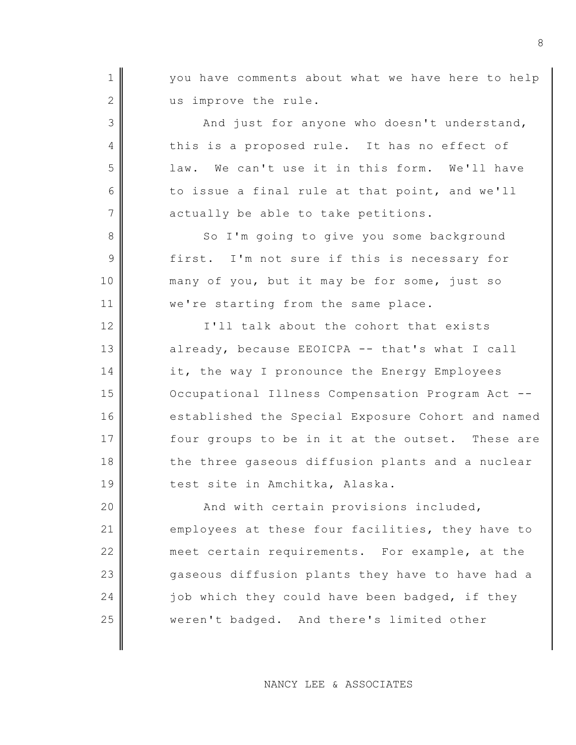you have comments about what we have here to help us improve the rule.

And just for anyone who doesn't understand, this is a proposed rule. It has no effect of law. We can't use it in this form. We'll have to issue a final rule at that point, and we'll actually be able to take petitions.

So I'm going to give you some background first. I'm not sure if this is necessary for many of you, but it may be for some, just so we're starting from the same place.

I'll talk about the cohort that exists already, because EEOICPA -- that's what I call it, the way I pronounce the Energy Employees Occupational Illness Compensation Program Act -- established the Special Exposure Cohort and named four groups to be in it at the outset. These are the three gaseous diffusion plants and a nuclear test site in Amchitka, Alaska.

And with certain provisions included, employees at these four facilities, they have to meet certain requirements. For example, at the gaseous diffusion plants they have to have had a job which they could have been badged, if they weren't badged. And there's limited other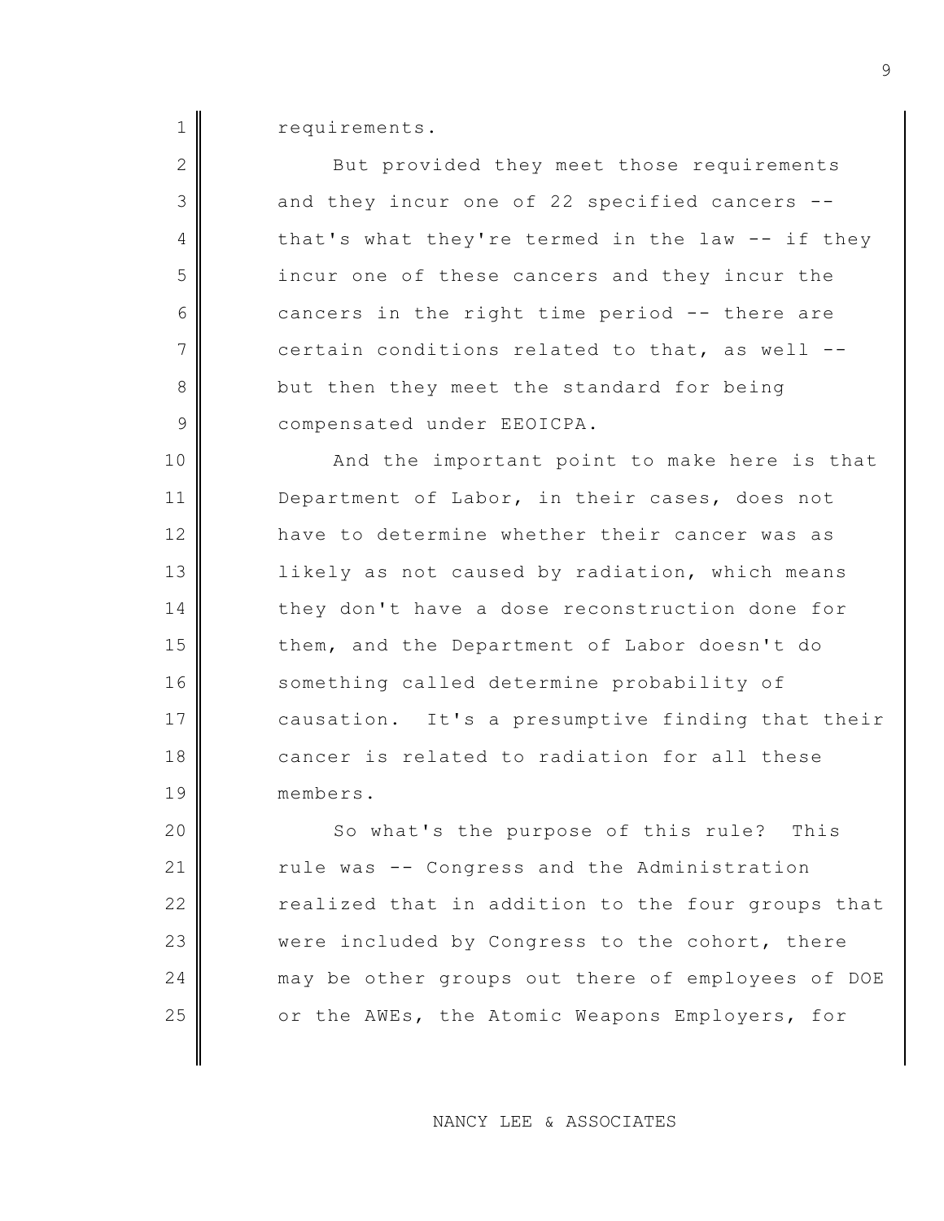requirements.

But provided they meet those requirements and they incur one of 22 specified cancers -- that's what they're termed in the law -- if they incur one of these cancers and they incur the cancers in the right time period -- there are certain conditions related to that, as well -- but then they meet the standard for being compensated under EEOICPA.

And the important point to make here is that Department of Labor, in their cases, does not have to determine whether their cancer was as likely as not caused by radiation, which means they don't have a dose reconstruction done for them, and the Department of Labor doesn't do something called determine probability of causation. It's a presumptive finding that their cancer is related to radiation for all these members.

So what's the purpose of this rule? This rule was -- Congress and the Administration realized that in addition to the four groups that were included by Congress to the cohort, there may be other groups out there of employees of DOE or the AWEs, the Atomic Weapons Employers, for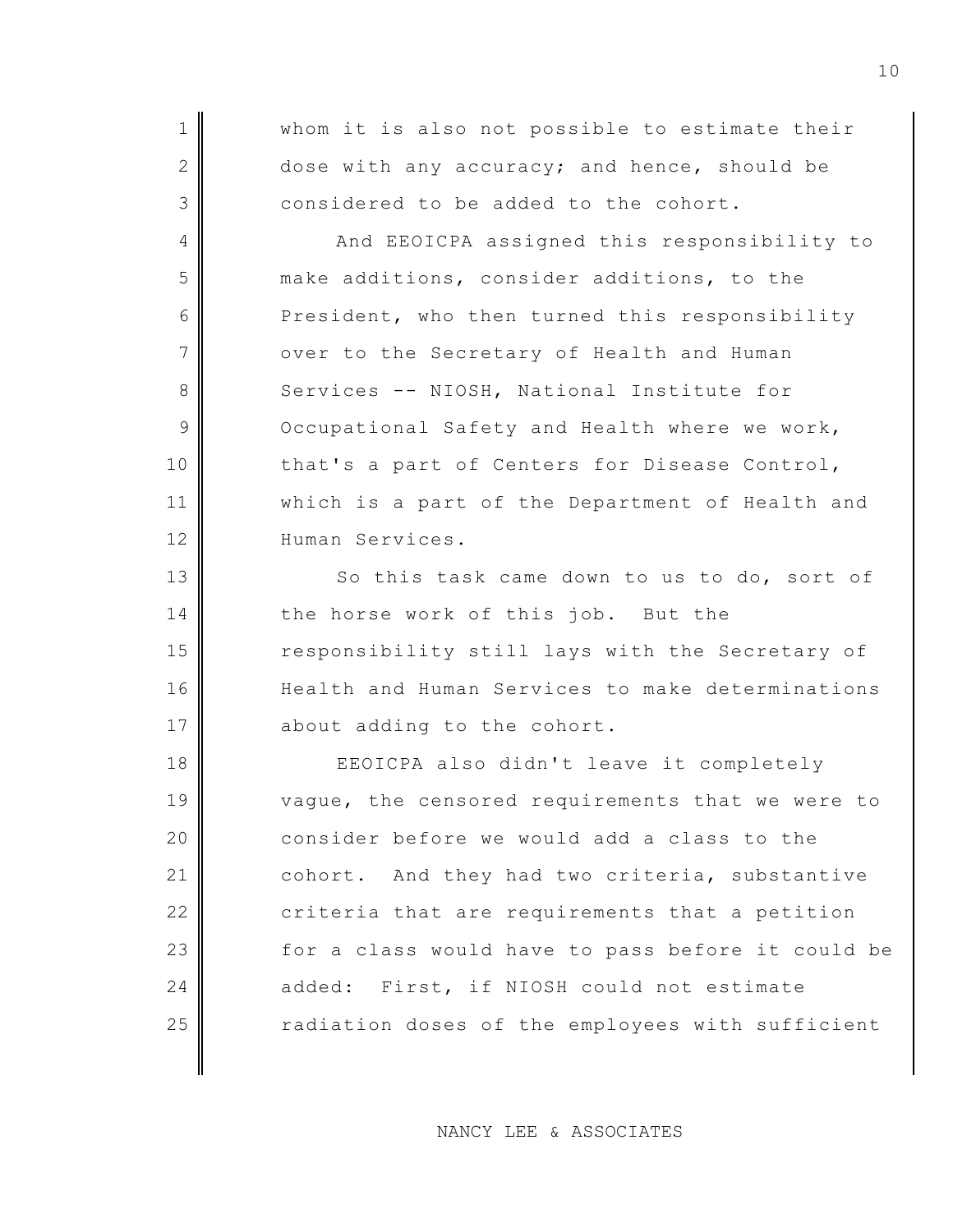whom it is also not possible to estimate their dose with any accuracy; and hence, should be considered to be added to the cohort.

And EEOICPA assigned this responsibility to make additions, consider additions, to the President, who then turned this responsibility over to the Secretary of Health and Human Services -- NIOSH, National Institute for Occupational Safety and Health where we work, that's a part of Centers for Disease Control, which is a part of the Department of Health and Human Services.

So this task came down to us to do, sort of the horse work of this job. But the responsibility still lays with the Secretary of Health and Human Services to make determinations about adding to the cohort.

EEOICPA also didn't leave it completely vague, the censored requirements that we were to consider before we would add a class to the cohort. And they had two criteria, substantive criteria that are requirements that a petition for a class would have to pass before it could be added: First, if NIOSH could not estimate radiation doses of the employees with sufficient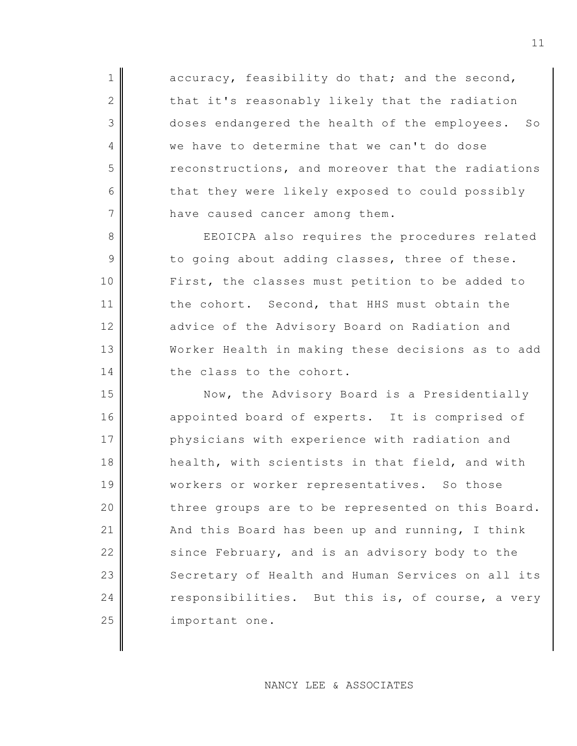accuracy, feasibility do that; and the second, that it's reasonably likely that the radiation doses endangered the health of the employees. So we have to determine that we can't do dose reconstructions, and moreover that the radiations that they were likely exposed to could possibly have caused cancer among them.

EEOICPA also requires the procedures related to going about adding classes, three of these. First, the classes must petition to be added to the cohort. Second, that HHS must obtain the advice of the Advisory Board on Radiation and Worker Health in making these decisions as to add the class to the cohort.

Now, the Advisory Board is a Presidentially appointed board of experts. It is comprised of physicians with experience with radiation and health, with scientists in that field, and with workers or worker representatives. So those three groups are to be represented on this Board. And this Board has been up and running, I think since February, and is an advisory body to the Secretary of Health and Human Services on all its responsibilities. But this is, of course, a very important one.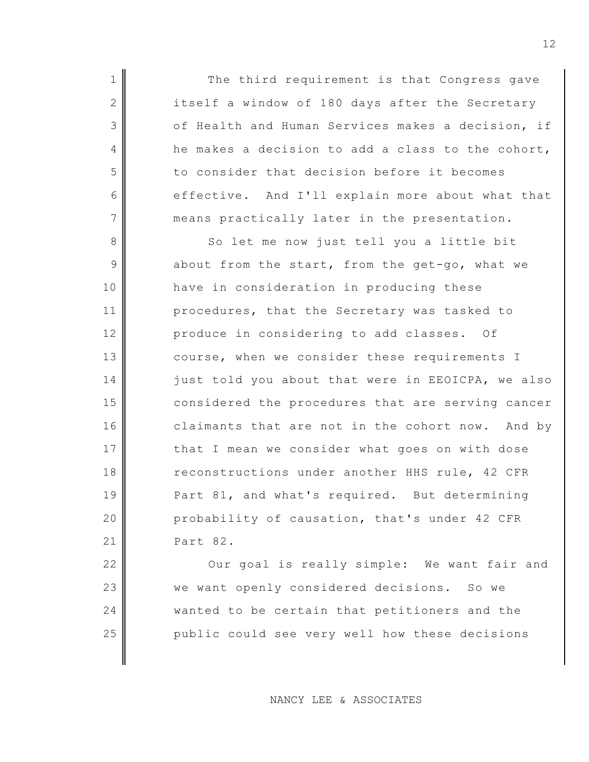The third requirement is that Congress gave itself a window of 180 days after the Secretary of Health and Human Services makes a decision, if he makes a decision to add a class to the cohort, to consider that decision before it becomes effective. And I'll explain more about what that means practically later in the presentation.

So let me now just tell you a little bit about from the start, from the get-go, what we have in consideration in producing these procedures, that the Secretary was tasked to produce in considering to add classes. Of course, when we consider these requirements I just told you about that were in EEOICPA, we also considered the procedures that are serving cancer claimants that are not in the cohort now. And by that I mean we consider what goes on with dose reconstructions under another HHS rule, 42 CFR Part 81, and what's required. But determining probability of causation, that's under 42 CFR Part 82.

Our goal is really simple: We want fair and we want openly considered decisions. So we wanted to be certain that petitioners and the public could see very well how these decisions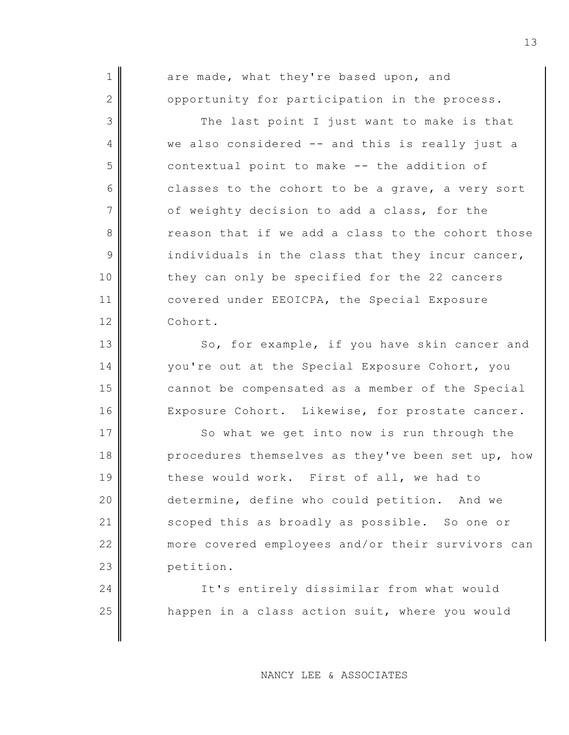are made, what they're based upon, and opportunity for participation in the process.

The last point I just want to make is that we also considered -- and this is really just a contextual point to make -- the addition of classes to the cohort to be a grave, a very sort of weighty decision to add a class, for the reason that if we add a class to the cohort those individuals in the class that they incur cancer, they can only be specified for the 22 cancers covered under EEOICPA, the Special Exposure Cohort.

So, for example, if you have skin cancer and you're out at the Special Exposure Cohort, you cannot be compensated as a member of the Special Exposure Cohort. Likewise, for prostate cancer.

So what we get into now is run through the procedures themselves as they've been set up, how these would work. First of all, we had to determine, define who could petition. And we scoped this as broadly as possible. So one or more covered employees and/or their survivors can petition.

It's entirely dissimilar from what would happen in a class action suit, where you would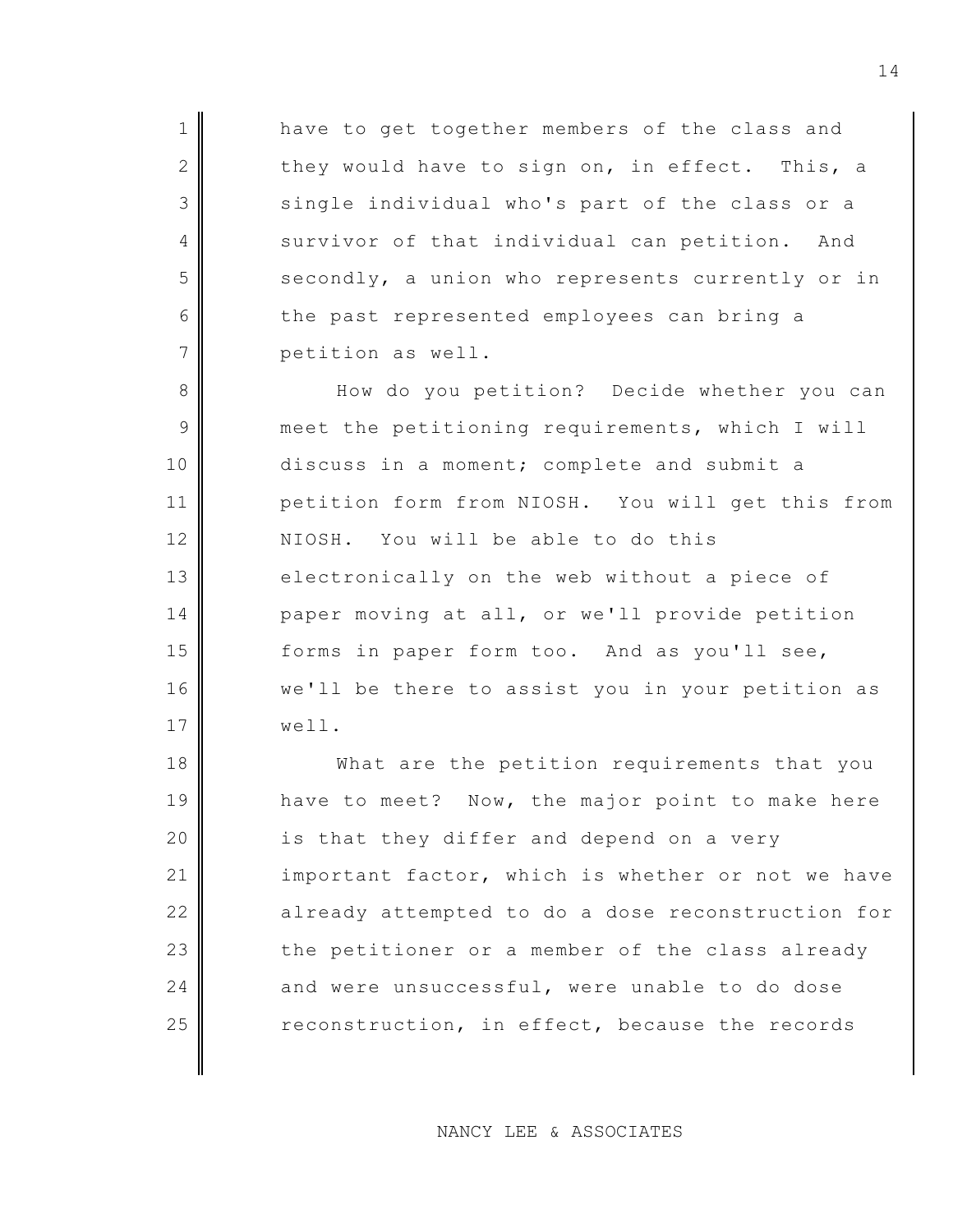have to get together members of the class and they would have to sign on, in effect. This, a single individual who's part of the class or a survivor of that individual can petition. And secondly, a union who represents currently or in the past represented employees can bring a petition as well.

How do you petition? Decide whether you can meet the petitioning requirements, which I will discuss in a moment; complete and submit a petition form from NIOSH. You will get this from NIOSH. You will be able to do this electronically on the web without a piece of paper moving at all, or we'll provide petition forms in paper form too. And as you'll see, we'll be there to assist you in your petition as well.

What are the petition requirements that you have to meet? Now, the major point to make here is that they differ and depend on a very important factor, which is whether or not we have already attempted to do a dose reconstruction for the petitioner or a member of the class already and were unsuccessful, were unable to do dose reconstruction, in effect, because the records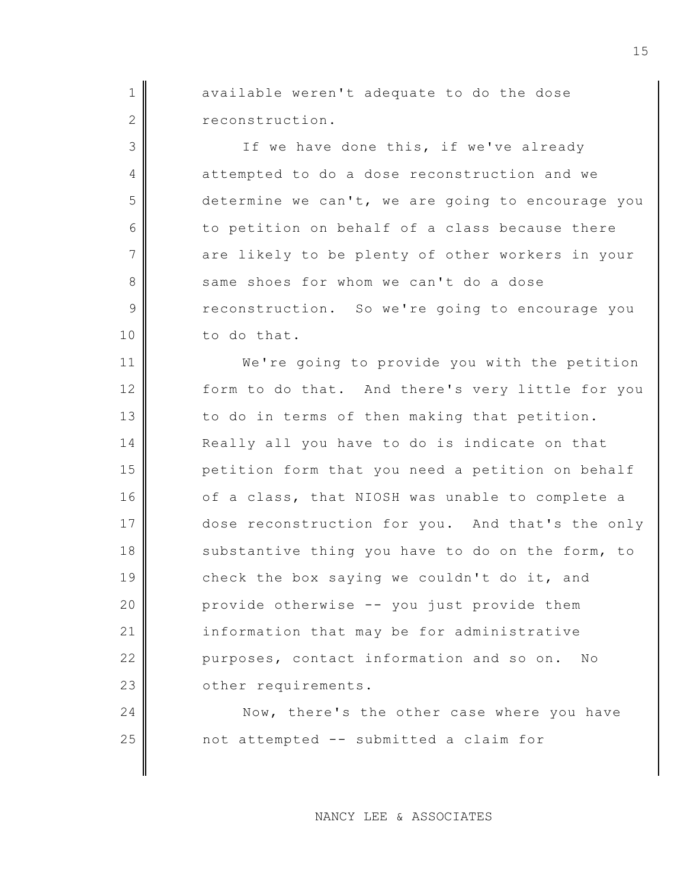available weren't adequate to do the dose reconstruction.

If we have done this, if we've already attempted to do a dose reconstruction and we determine we can't, we are going to encourage you to petition on behalf of a class because there are likely to be plenty of other workers in your same shoes for whom we can't do a dose reconstruction. So we're going to encourage you to do that.

We're going to provide you with the petition form to do that. And there's very little for you to do in terms of then making that petition. Really all you have to do is indicate on that petition form that you need a petition on behalf of a class, that NIOSH was unable to complete a dose reconstruction for you. And that's the only substantive thing you have to do on the form, to check the box saying we couldn't do it, and provide otherwise -- you just provide them information that may be for administrative purposes, contact information and so on. No other requirements.

Now, there's the other case where you have not attempted -- submitted a claim for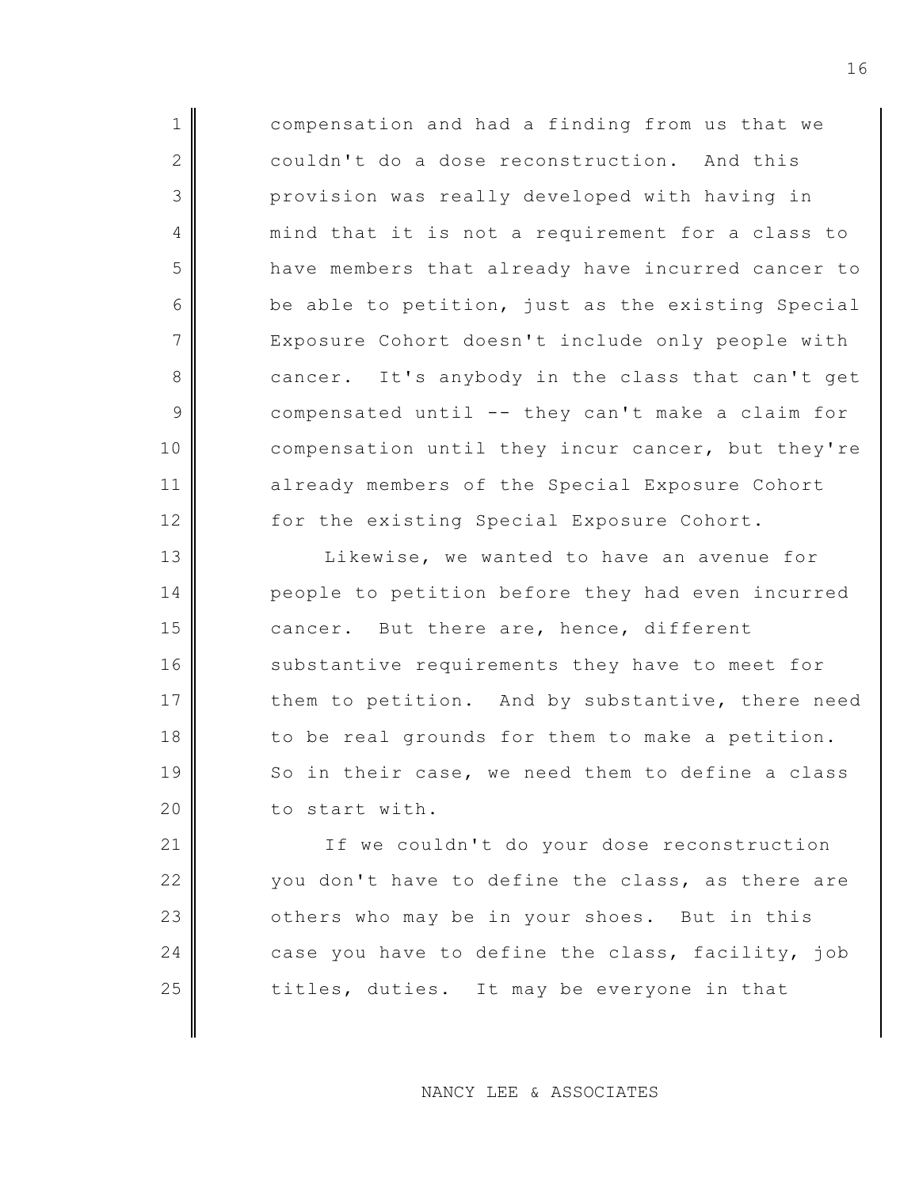compensation and had a finding from us that we couldn't do a dose reconstruction. And this provision was really developed with having in mind that it is not a requirement for a class to have members that already have incurred cancer to be able to petition, just as the existing Special Exposure Cohort doesn't include only people with cancer. It's anybody in the class that can't get compensated until -- they can't make a claim for compensation until they incur cancer, but they're already members of the Special Exposure Cohort for the existing Special Exposure Cohort.

Likewise, we wanted to have an avenue for people to petition before they had even incurred cancer. But there are, hence, different substantive requirements they have to meet for them to petition. And by substantive, there need to be real grounds for them to make a petition. So in their case, we need them to define a class to start with.

If we couldn't do your dose reconstruction you don't have to define the class, as there are others who may be in your shoes. But in this case you have to define the class, facility, job titles, duties. It may be everyone in that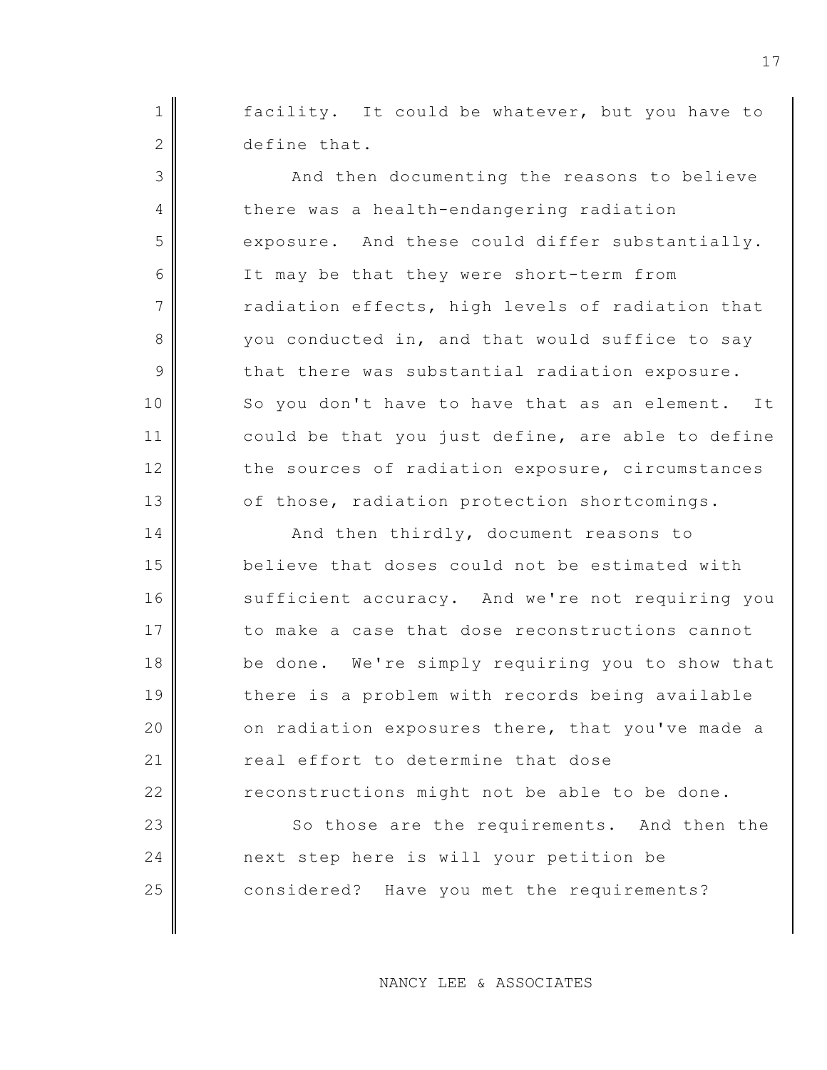facility. It could be whatever, but you have to define that.

And then documenting the reasons to believe there was a health-endangering radiation exposure. And these could differ substantially. It may be that they were short-term from radiation effects, high levels of radiation that you conducted in, and that would suffice to say that there was substantial radiation exposure. So you don't have to have that as an element. It could be that you just define, are able to define the sources of radiation exposure, circumstances of those, radiation protection shortcomings.

And then thirdly, document reasons to believe that doses could not be estimated with sufficient accuracy. And we're not requiring you to make a case that dose reconstructions cannot be done. We're simply requiring you to show that there is a problem with records being available on radiation exposures there, that you've made a real effort to determine that dose reconstructions might not be able to be done.

So those are the requirements. And then the next step here is will your petition be considered? Have you met the requirements?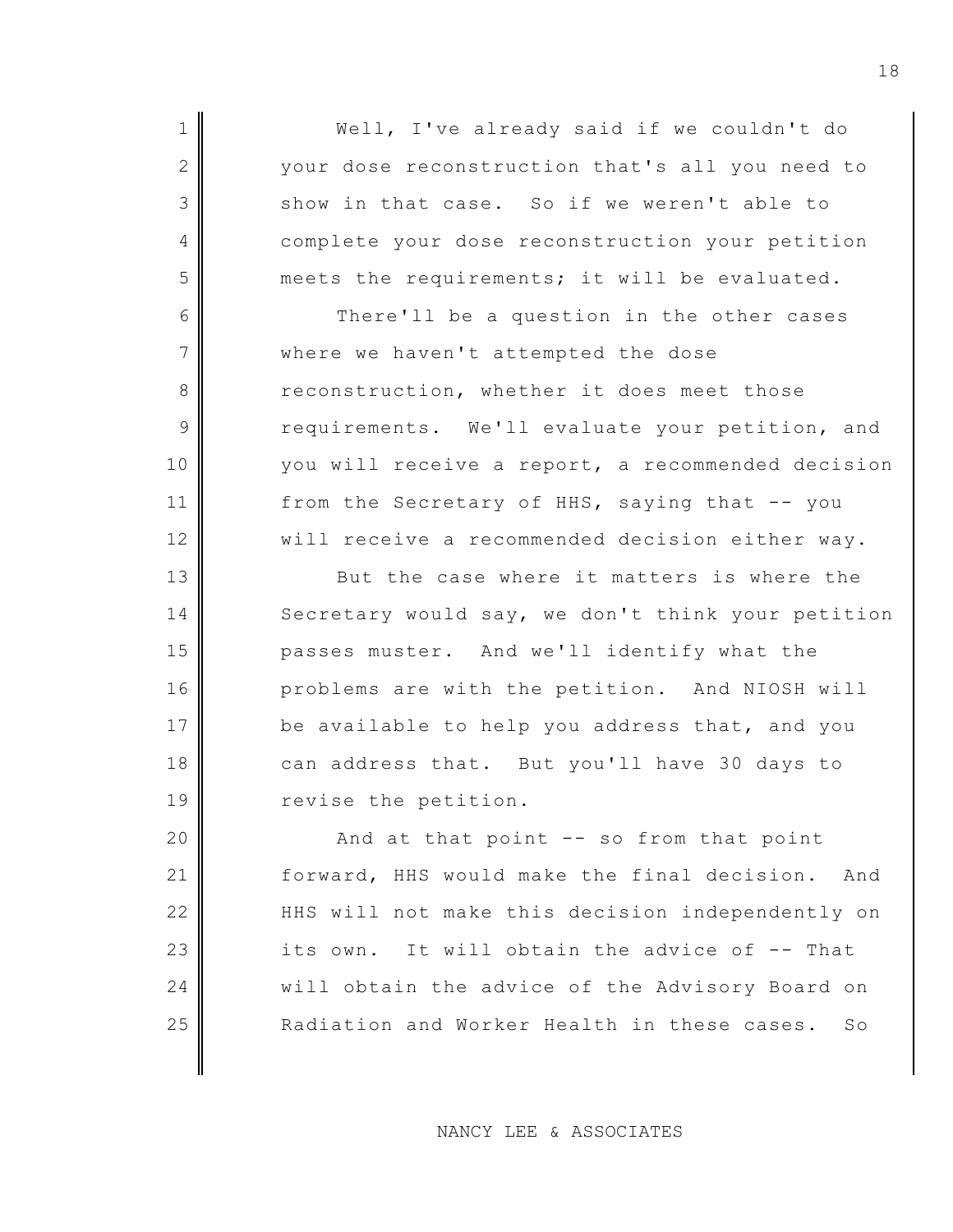Well, I've already said if we couldn't do your dose reconstruction that's all you need to show in that case. So if we weren't able to complete your dose reconstruction your petition meets the requirements; it will be evaluated.

There'll be a question in the other cases where we haven't attempted the dose reconstruction, whether it does meet those requirements. We'll evaluate your petition, and you will receive a report, a recommended decision from the Secretary of HHS, saying that -- you will receive a recommended decision either way.

But the case where it matters is where the Secretary would say, we don't think your petition passes muster. And we'll identify what the problems are with the petition. And NIOSH will be available to help you address that, and you can address that. But you'll have 30 days to revise the petition.

And at that point -- so from that point forward, HHS would make the final decision. And HHS will not make this decision independently on its own. It will obtain the advice of -- That will obtain the advice of the Advisory Board on Radiation and Worker Health in these cases. So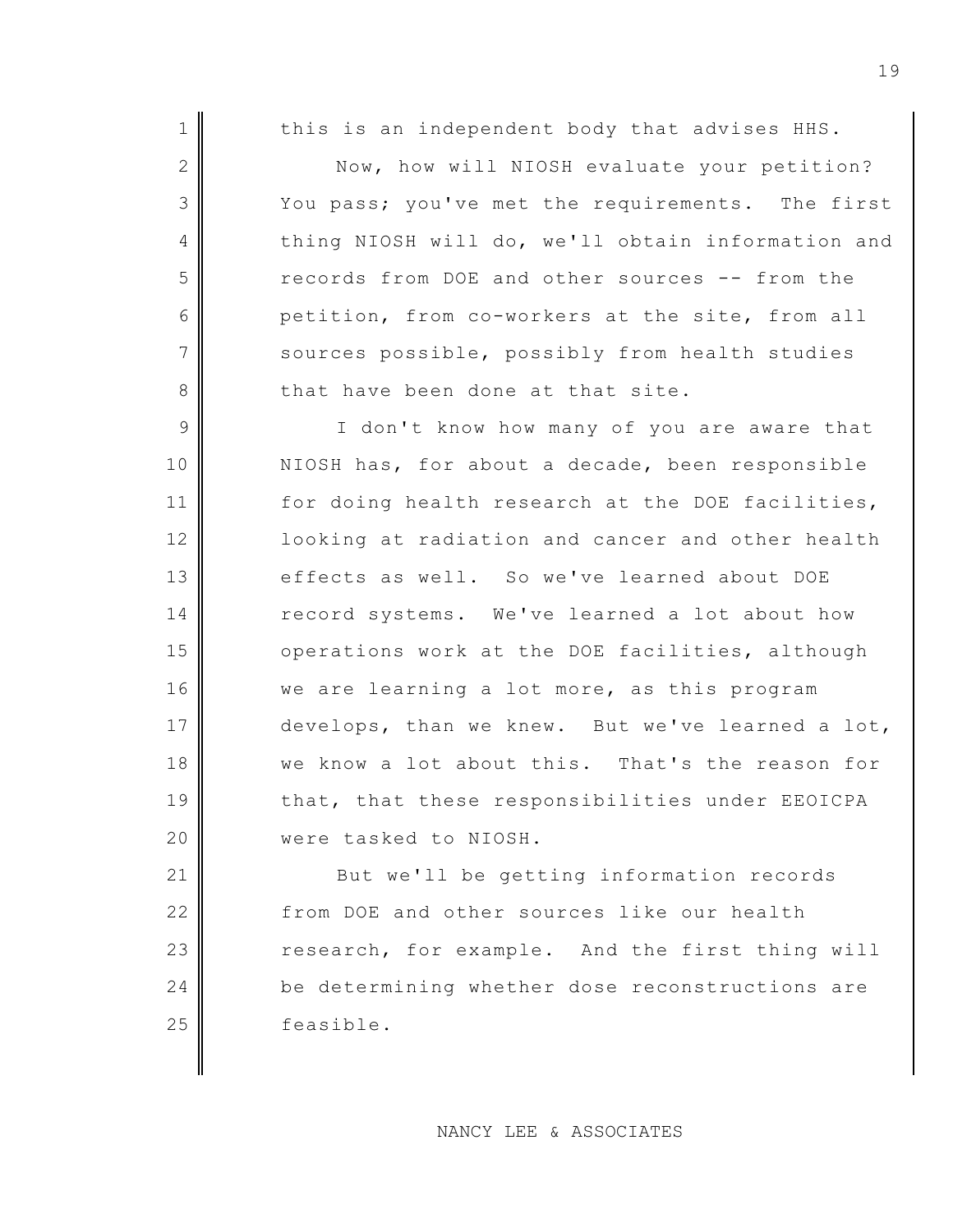this is an independent body that advises HHS.

Now, how will NIOSH evaluate your petition? You pass; you've met the requirements. The first thing NIOSH will do, we'll obtain information and records from DOE and other sources -- from the petition, from co-workers at the site, from all sources possible, possibly from health studies that have been done at that site.

I don't know how many of you are aware that NIOSH has, for about a decade, been responsible for doing health research at the DOE facilities, looking at radiation and cancer and other health effects as well. So we've learned about DOE record systems. We've learned a lot about how operations work at the DOE facilities, although we are learning a lot more, as this program develops, than we knew. But we've learned a lot, we know a lot about this. That's the reason for that, that these responsibilities under EEOICPA were tasked to NIOSH.

But we'll be getting information records from DOE and other sources like our health research, for example. And the first thing will be determining whether dose reconstructions are feasible.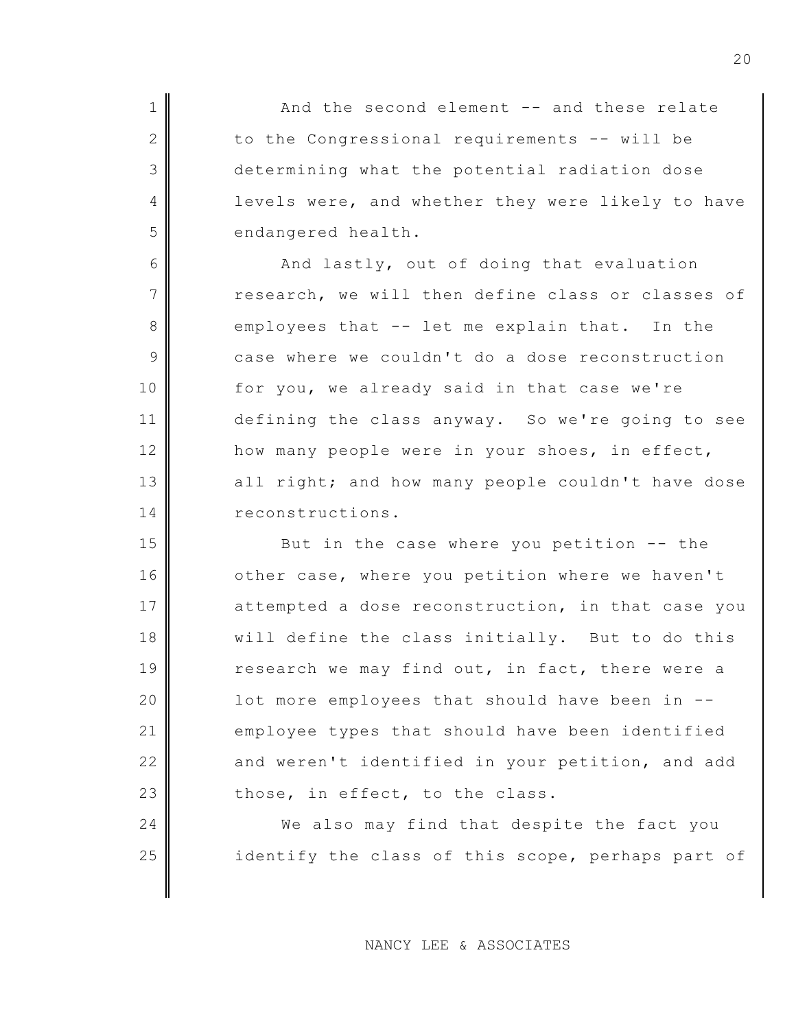And the second element -- and these relate to the Congressional requirements -- will be determining what the potential radiation dose levels were, and whether they were likely to have endangered health.

And lastly, out of doing that evaluation research, we will then define class or classes of employees that -- let me explain that. In the case where we couldn't do a dose reconstruction for you, we already said in that case we're defining the class anyway. So we're going to see how many people were in your shoes, in effect, all right; and how many people couldn't have dose reconstructions.

But in the case where you petition -- the other case, where you petition where we haven't attempted a dose reconstruction, in that case you will define the class initially. But to do this research we may find out, in fact, there were a lot more employees that should have been in -- employee types that should have been identified and weren't identified in your petition, and add those, in effect, to the class.

We also may find that despite the fact you identify the class of this scope, perhaps part of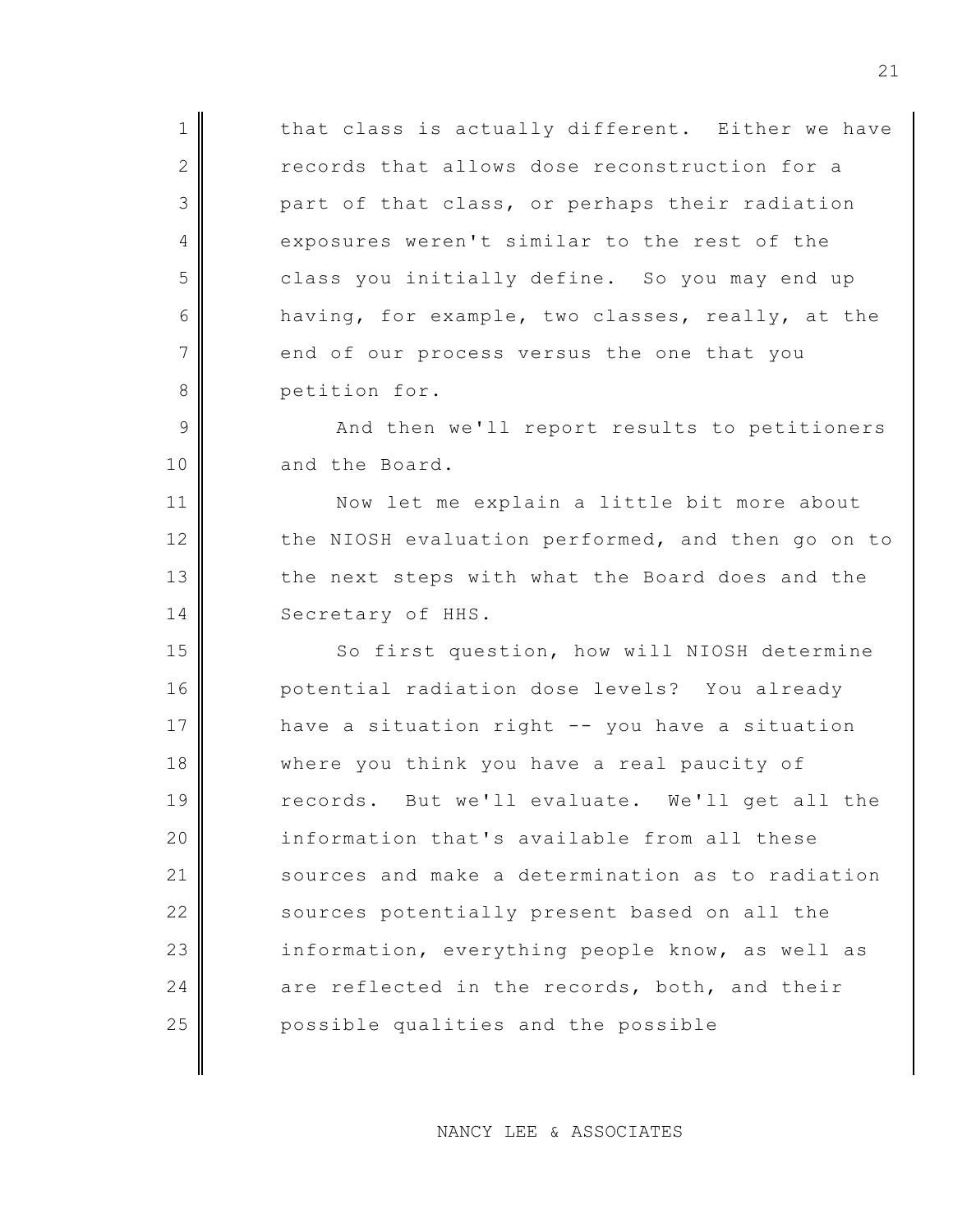that class is actually different. Either we have records that allows dose reconstruction for a part of that class, or perhaps their radiation exposures weren't similar to the rest of the class you initially define. So you may end up having, for example, two classes, really, at the end of our process versus the one that you petition for.

And then we'll report results to petitioners and the Board.

Now let me explain a little bit more about the NIOSH evaluation performed, and then go on to the next steps with what the Board does and the Secretary of HHS.

So first question, how will NIOSH determine potential radiation dose levels? You already have a situation right -- you have a situation where you think you have a real paucity of records. But we'll evaluate. We'll get all the information that's available from all these sources and make a determination as to radiation sources potentially present based on all the information, everything people know, as well as are reflected in the records, both, and their possible qualities and the possible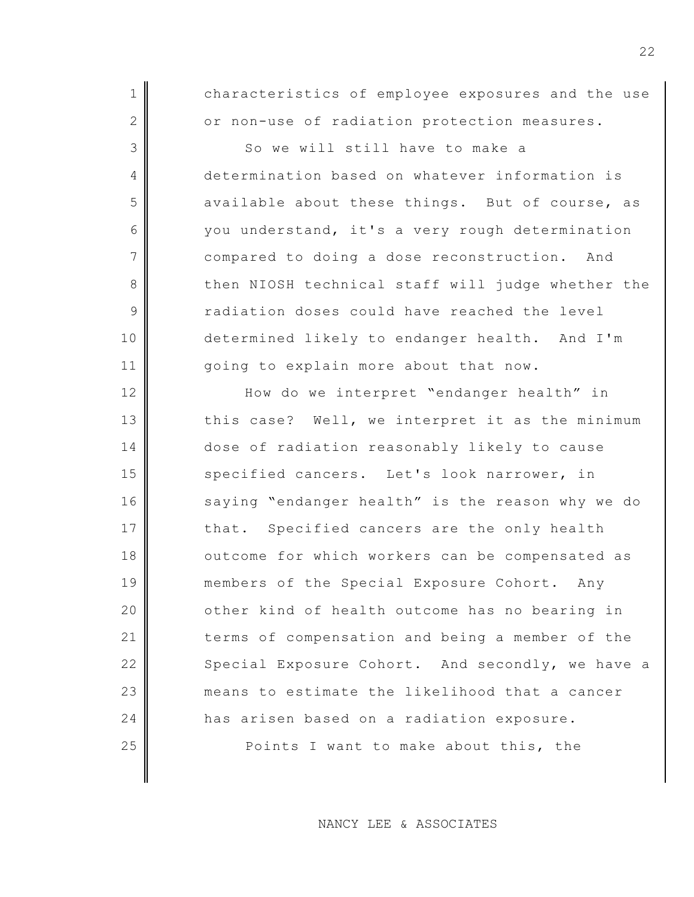characteristics of employee exposures and the use or non-use of radiation protection measures.

So we will still have to make a determination based on whatever information is available about these things. But of course, as you understand, it's a very rough determination compared to doing a dose reconstruction. And then NIOSH technical staff will judge whether the radiation doses could have reached the level determined likely to endanger health. And I'm going to explain more about that now.

How do we interpret "endanger health" in this case? Well, we interpret it as the minimum dose of radiation reasonably likely to cause specified cancers. Let's look narrower, in saying "endanger health" is the reason why we do that. Specified cancers are the only health outcome for which workers can be compensated as members of the Special Exposure Cohort. Any other kind of health outcome has no bearing in terms of compensation and being a member of the Special Exposure Cohort. And secondly, we have a means to estimate the likelihood that a cancer has arisen based on a radiation exposure.

Points I want to make about this, the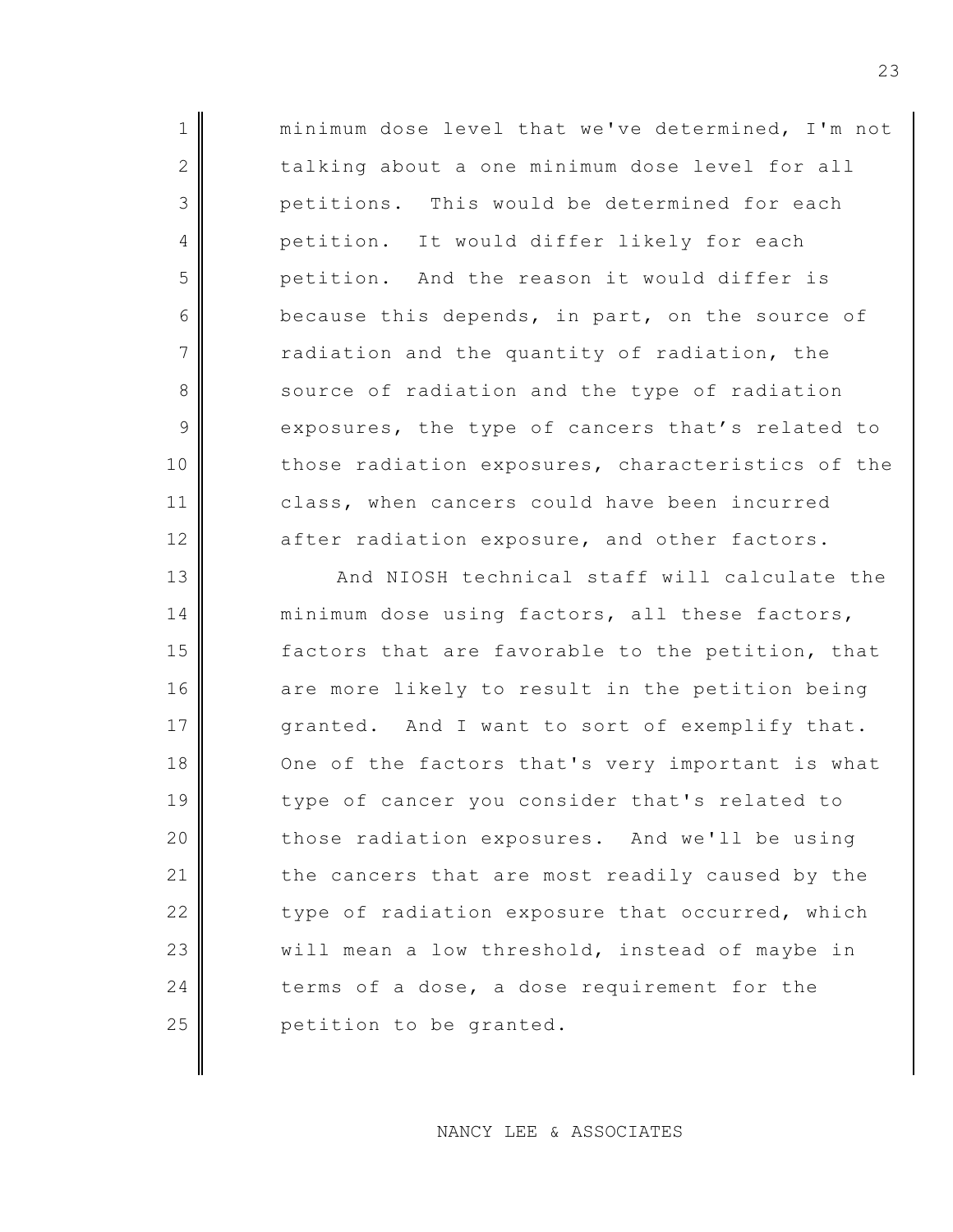minimum dose level that we've determined, I'm not talking about a one minimum dose level for all petitions. This would be determined for each petition. It would differ likely for each petition. And the reason it would differ is because this depends, in part, on the source of radiation and the quantity of radiation, the source of radiation and the type of radiation exposures, the type of cancers that's related to those radiation exposures, characteristics of the class, when cancers could have been incurred after radiation exposure, and other factors.

And NIOSH technical staff will calculate the minimum dose using factors, all these factors, factors that are favorable to the petition, that are more likely to result in the petition being granted. And I want to sort of exemplify that. One of the factors that's very important is what type of cancer you consider that's related to those radiation exposures. And we'll be using the cancers that are most readily caused by the type of radiation exposure that occurred, which will mean a low threshold, instead of maybe in terms of a dose, a dose requirement for the petition to be granted.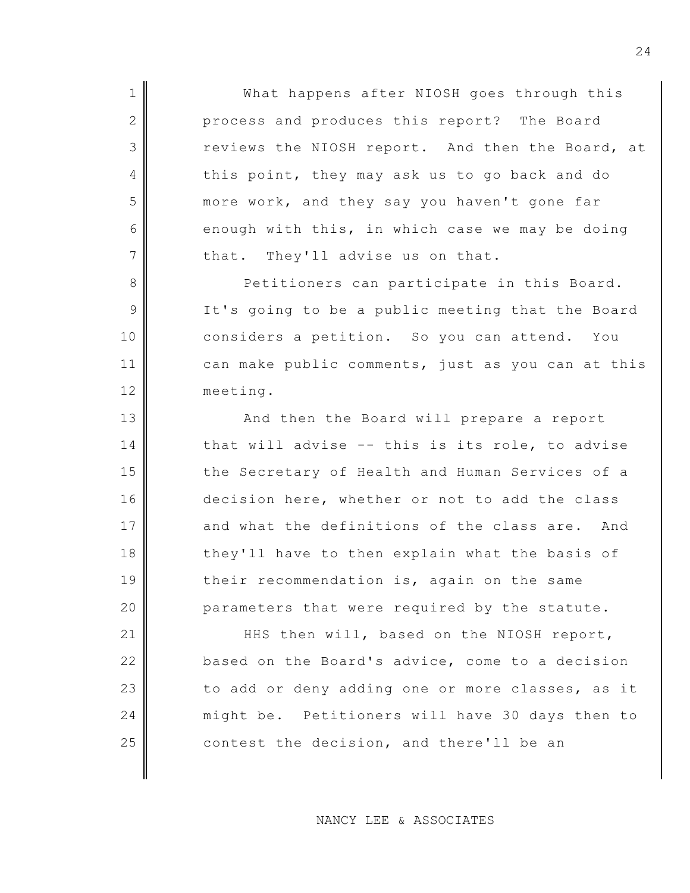What happens after NIOSH goes through this process and produces this report? The Board reviews the NIOSH report. And then the Board, at this point, they may ask us to go back and do more work, and they say you haven't gone far enough with this, in which case we may be doing that. They'll advise us on that.

Petitioners can participate in this Board. It's going to be a public meeting that the Board considers a petition. So you can attend. You can make public comments, just as you can at this meeting.

And then the Board will prepare a report that will advise -- this is its role, to advise the Secretary of Health and Human Services of a decision here, whether or not to add the class and what the definitions of the class are. And they'll have to then explain what the basis of their recommendation is, again on the same parameters that were required by the statute.

HHS then will, based on the NIOSH report, based on the Board's advice, come to a decision to add or deny adding one or more classes, as it might be. Petitioners will have 30 days then to contest the decision, and there'll be an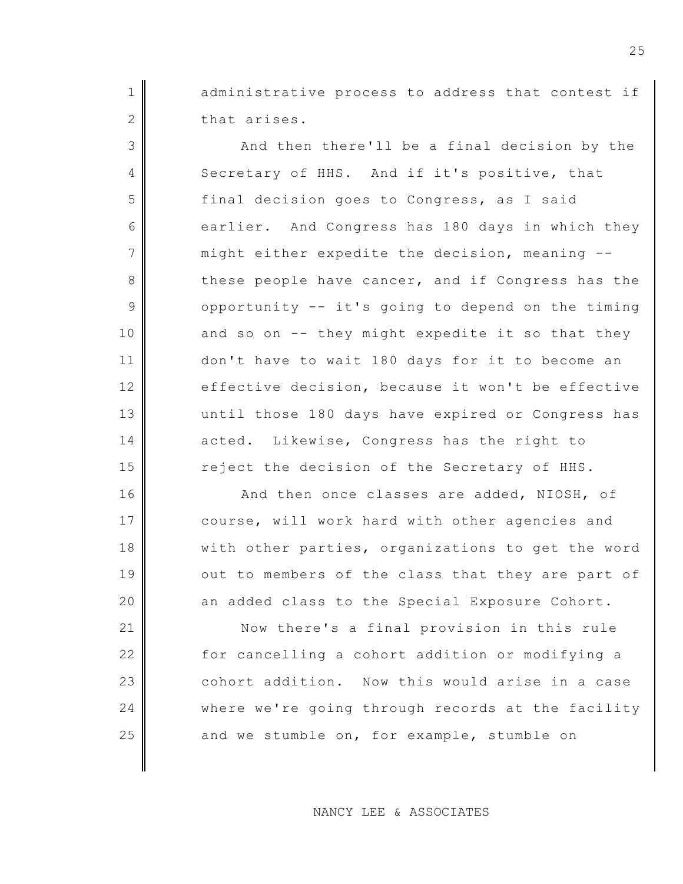administrative process to address that contest if that arises.

And then there'll be a final decision by the Secretary of HHS. And if it's positive, that final decision goes to Congress, as I said earlier. And Congress has 180 days in which they might either expedite the decision, meaning -- these people have cancer, and if Congress has the opportunity -- it's going to depend on the timing and so on -- they might expedite it so that they don't have to wait 180 days for it to become an effective decision, because it won't be effective until those 180 days have expired or Congress has acted. Likewise, Congress has the right to reject the decision of the Secretary of HHS.

And then once classes are added, NIOSH, of course, will work hard with other agencies and with other parties, organizations to get the word out to members of the class that they are part of an added class to the Special Exposure Cohort.

Now there's a final provision in this rule for cancelling a cohort addition or modifying a cohort addition. Now this would arise in a case where we're going through records at the facility and we stumble on, for example, stumble on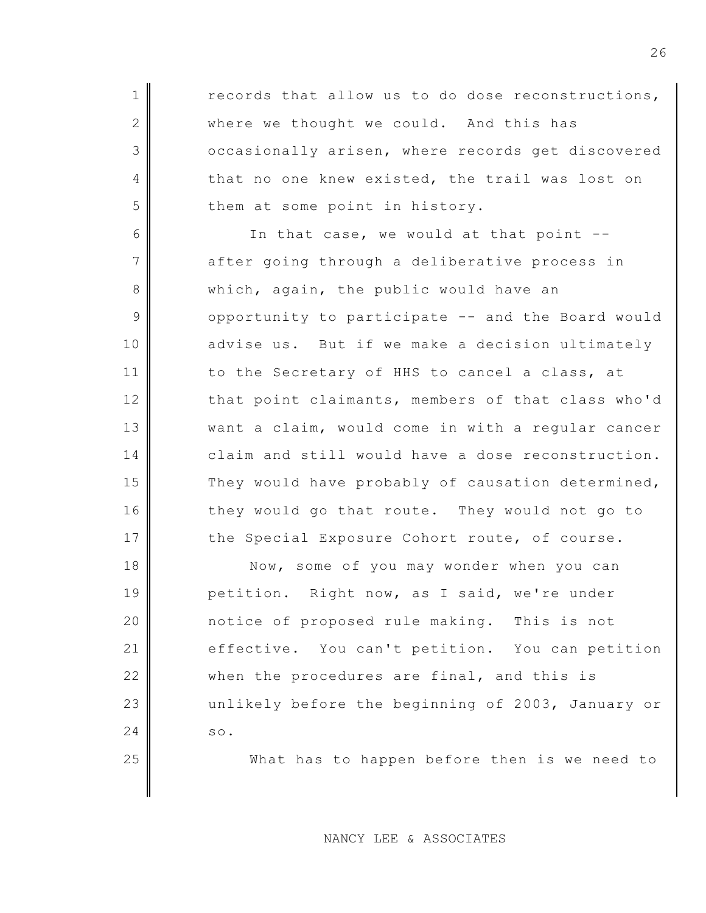records that allow us to do dose reconstructions, where we thought we could. And this has occasionally arisen, where records get discovered that no one knew existed, the trail was lost on them at some point in history.

In that case, we would at that point -- after going through a deliberative process in which, again, the public would have an opportunity to participate -- and the Board would advise us. But if we make a decision ultimately to the Secretary of HHS to cancel a class, at that point claimants, members of that class who'd want a claim, would come in with a regular cancer claim and still would have a dose reconstruction. They would have probably of causation determined, they would go that route. They would not go to the Special Exposure Cohort route, of course.

Now, some of you may wonder when you can petition. Right now, as I said, we're under notice of proposed rule making. This is not effective. You can't petition. You can petition when the procedures are final, and this is unlikely before the beginning of 2003, January or so.

What has to happen before then is we need to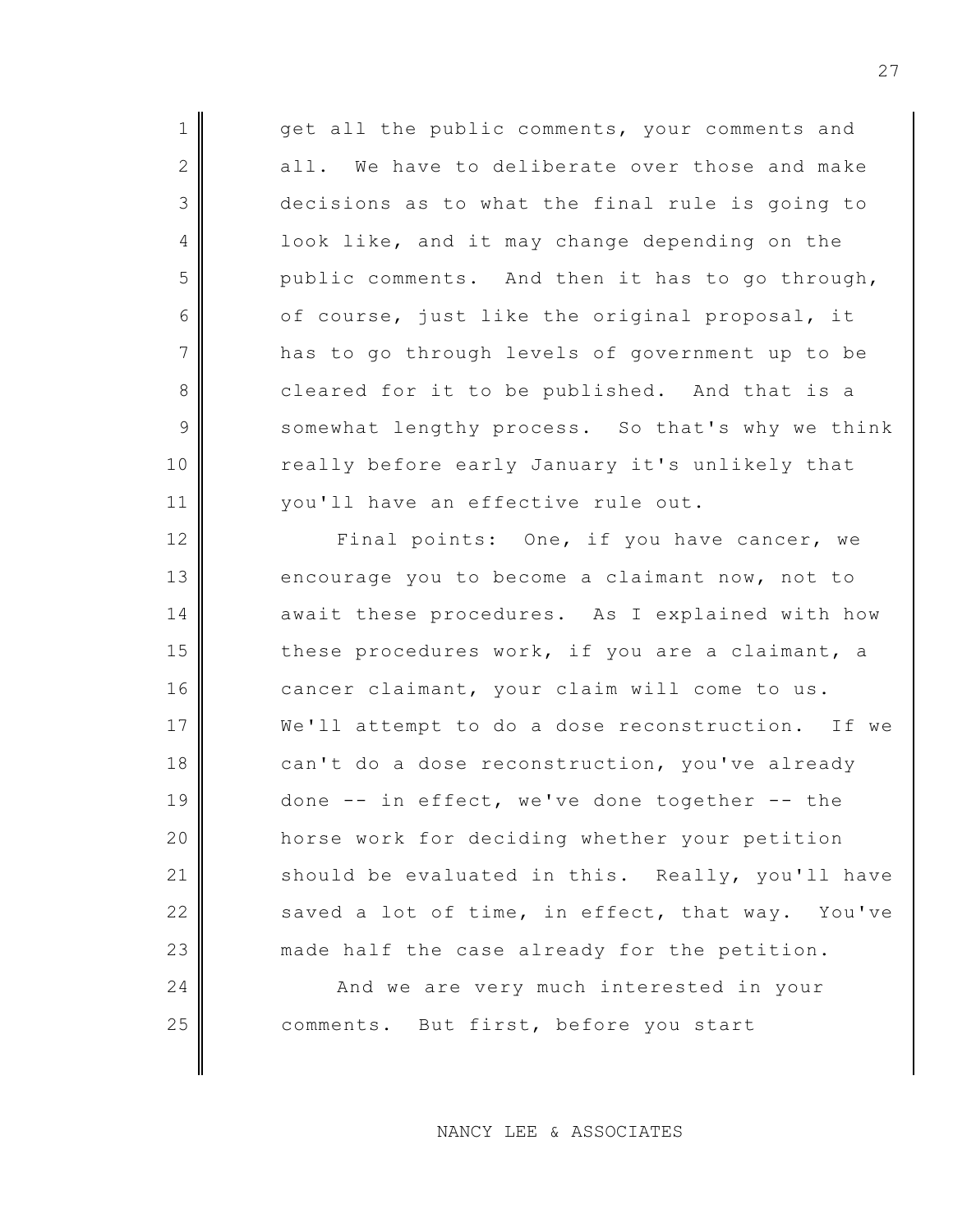get all the public comments, your comments and all. We have to deliberate over those and make decisions as to what the final rule is going to look like, and it may change depending on the public comments. And then it has to go through, of course, just like the original proposal, it has to go through levels of government up to be cleared for it to be published. And that is a somewhat lengthy process. So that's why we think really before early January it's unlikely that you'll have an effective rule out.

Final points: One, if you have cancer, we encourage you to become a claimant now, not to await these procedures. As I explained with how these procedures work, if you are a claimant, a cancer claimant, your claim will come to us. We'll attempt to do a dose reconstruction. If we can't do a dose reconstruction, you've already done -- in effect, we've done together -- the horse work for deciding whether your petition should be evaluated in this. Really, you'll have saved a lot of time, in effect, that way. You've made half the case already for the petition.

And we are very much interested in your comments. But first, before you start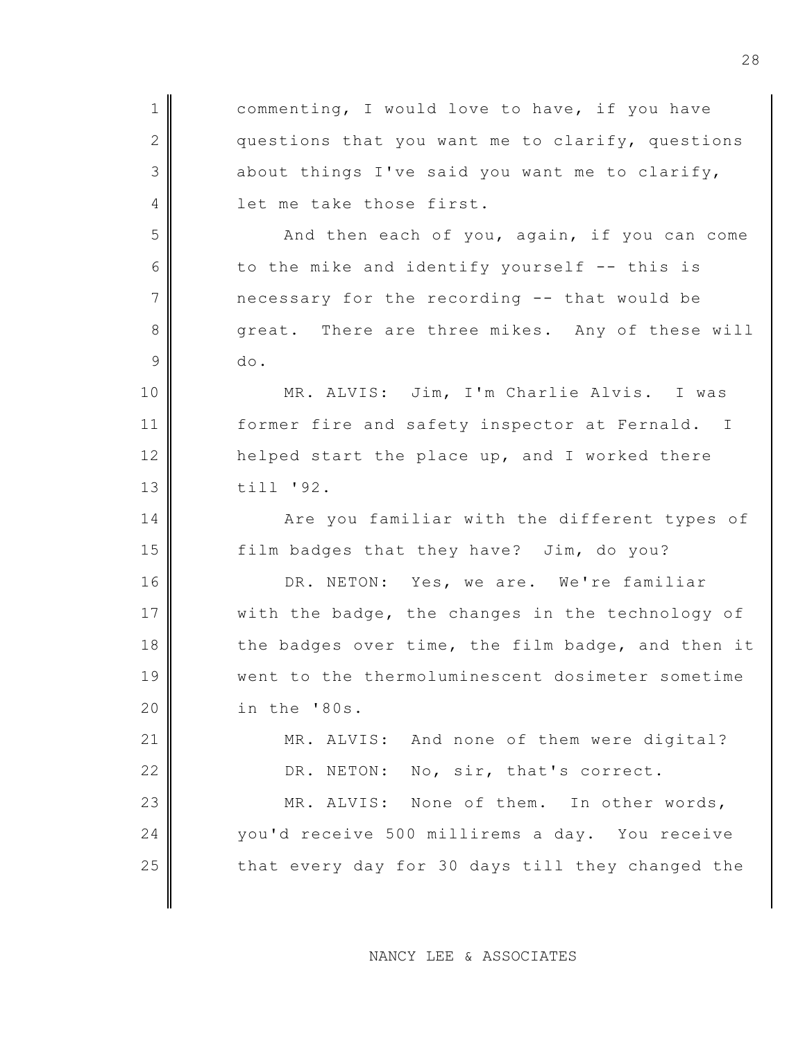commenting, I would love to have, if you have questions that you want me to clarify, questions about things I've said you want me to clarify, let me take those first.

And then each of you, again, if you can come to the mike and identify yourself -- this is necessary for the recording -- that would be great. There are three mikes. Any of these will do.

MR. ALVIS: Jim, I'm Charlie Alvis. I was former fire and safety inspector at Fernald. I helped start the place up, and I worked there till '92.

Are you familiar with the different types of film badges that they have? Jim, do you?

DR. NETON: Yes, we are. We're familiar with the badge, the changes in the technology of the badges over time, the film badge, and then it went to the thermoluminescent dosimeter sometime in the '80s.

MR. ALVIS: And none of them were digital?

DR. NETON: No, sir, that's correct.

MR. ALVIS: None of them. In other words, you'd receive 500 millirems a day. You receive that every day for 30 days till they changed the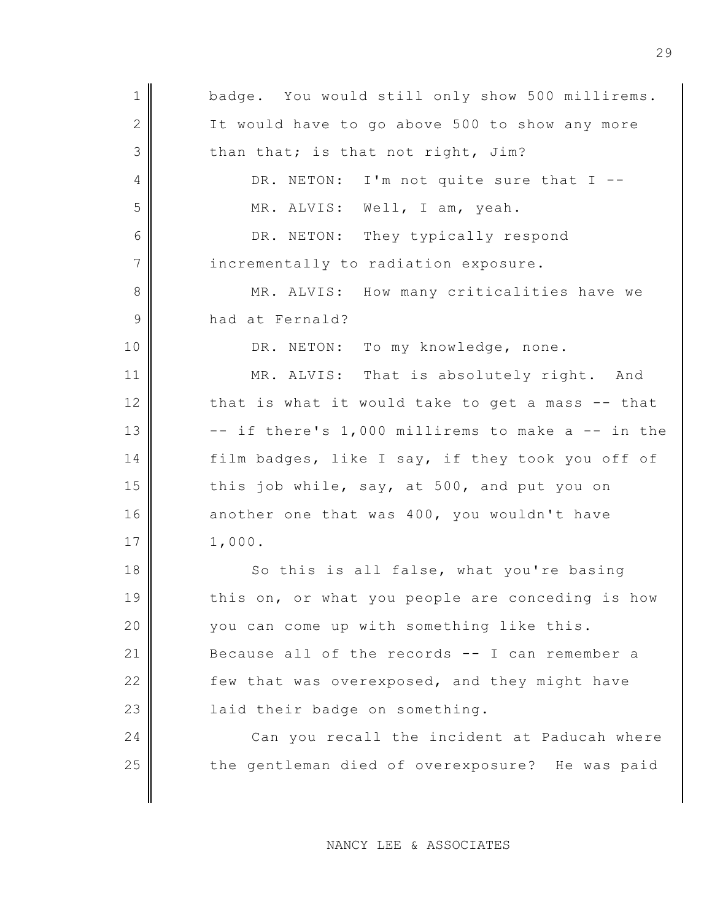badge. You would still only show 500 millirems. It would have to go above 500 to show any more than that; is that not right, Jim?

DR. NETON: I'm not quite sure that I --

MR. ALVIS: Well, I am, yeah.

DR. NETON: They typically respond incrementally to radiation exposure.

MR. ALVIS: How many criticalities have we had at Fernald?

DR. NETON: To my knowledge, none.

MR. ALVIS: That is absolutely right. And that is what it would take to get a mass -- that -- if there's 1,000 millirems to make a -- in the film badges, like I say, if they took you off of this job while, say, at 500, and put you on another one that was 400, you wouldn't have 1,000.

So this is all false, what you're basing this on, or what you people are conceding is how you can come up with something like this. Because all of the records -- I can remember a few that was overexposed, and they might have laid their badge on something.

Can you recall the incident at Paducah where the gentleman died of overexposure? He was paid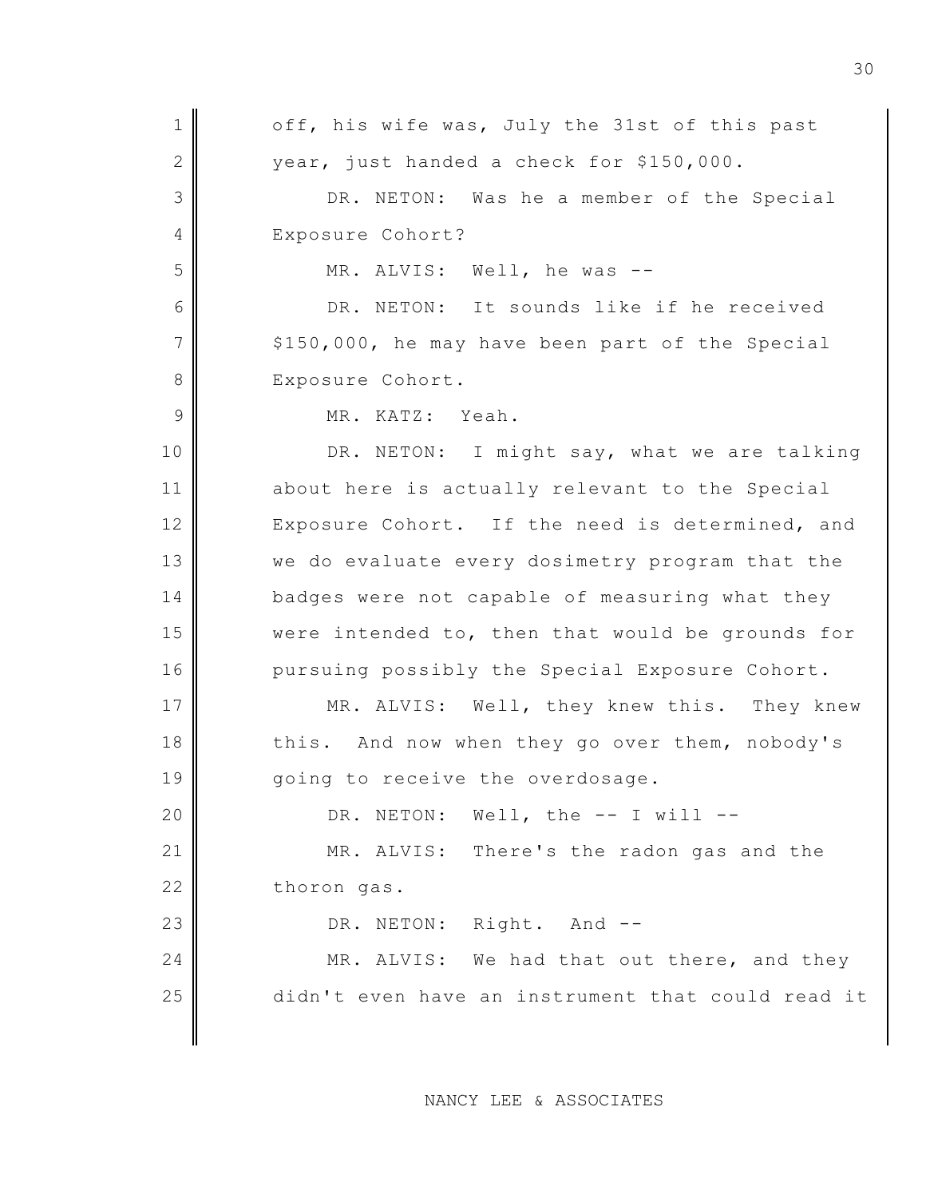off, his wife was, July the 31st of this past year, just handed a check for $150,000.

DR. NETON: Was he a member of the Special Exposure Cohort?

MR. ALVIS: Well, he was --

DR. NETON: It sounds like if he received $150,000, he may have been part of the Special Exposure Cohort.

MR. KATZ: Yeah.

DR. NETON: I might say, what we are talking about here is actually relevant to the Special Exposure Cohort. If the need is determined, and we do evaluate every dosimetry program that the badges were not capable of measuring what they were intended to, then that would be grounds for pursuing possibly the Special Exposure Cohort.

MR. ALVIS: Well, they knew this. They knew this. And now when they go over them, nobody's going to receive the overdosage.

DR. NETON: Well, the -- I will --

MR. ALVIS: There's the radon gas and the thoron gas.

DR. NETON: Right. And --

MR. ALVIS: We had that out there, and they didn't even have an instrument that could read it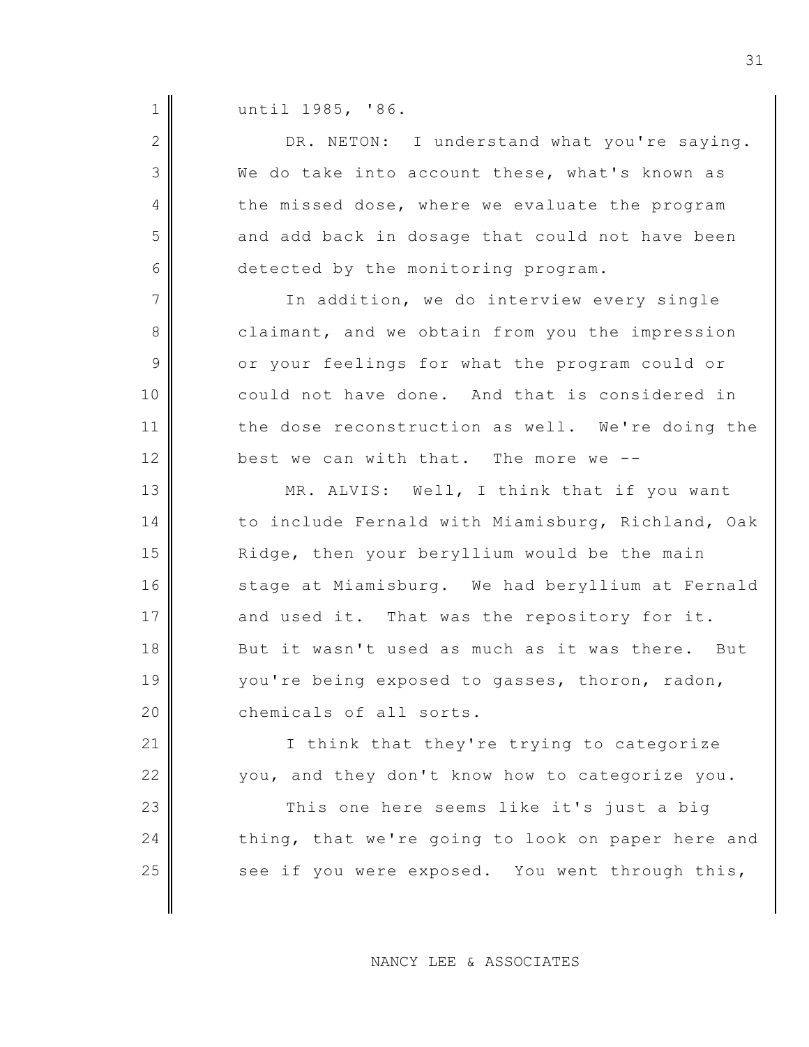until 1985, '86.

DR. NETON: I understand what you're saying. We do take into account these, what's known as the missed dose, where we evaluate the program and add back in dosage that could not have been detected by the monitoring program.

In addition, we do interview every single claimant, and we obtain from you the impression or your feelings for what the program could or could not have done. And that is considered in the dose reconstruction as well. We're doing the best we can with that. The more we --

MR. ALVIS: Well, I think that if you want to include Fernald with Miamisburg, Richland, Oak Ridge, then your beryllium would be the main stage at Miamisburg. We had beryllium at Fernald and used it. That was the repository for it. But it wasn't used as much as it was there. But you're being exposed to gasses, thoron, radon, chemicals of all sorts.

I think that they're trying to categorize you, and they don't know how to categorize you.

This one here seems like it's just a big thing, that we're going to look on paper here and see if you were exposed. You went through this,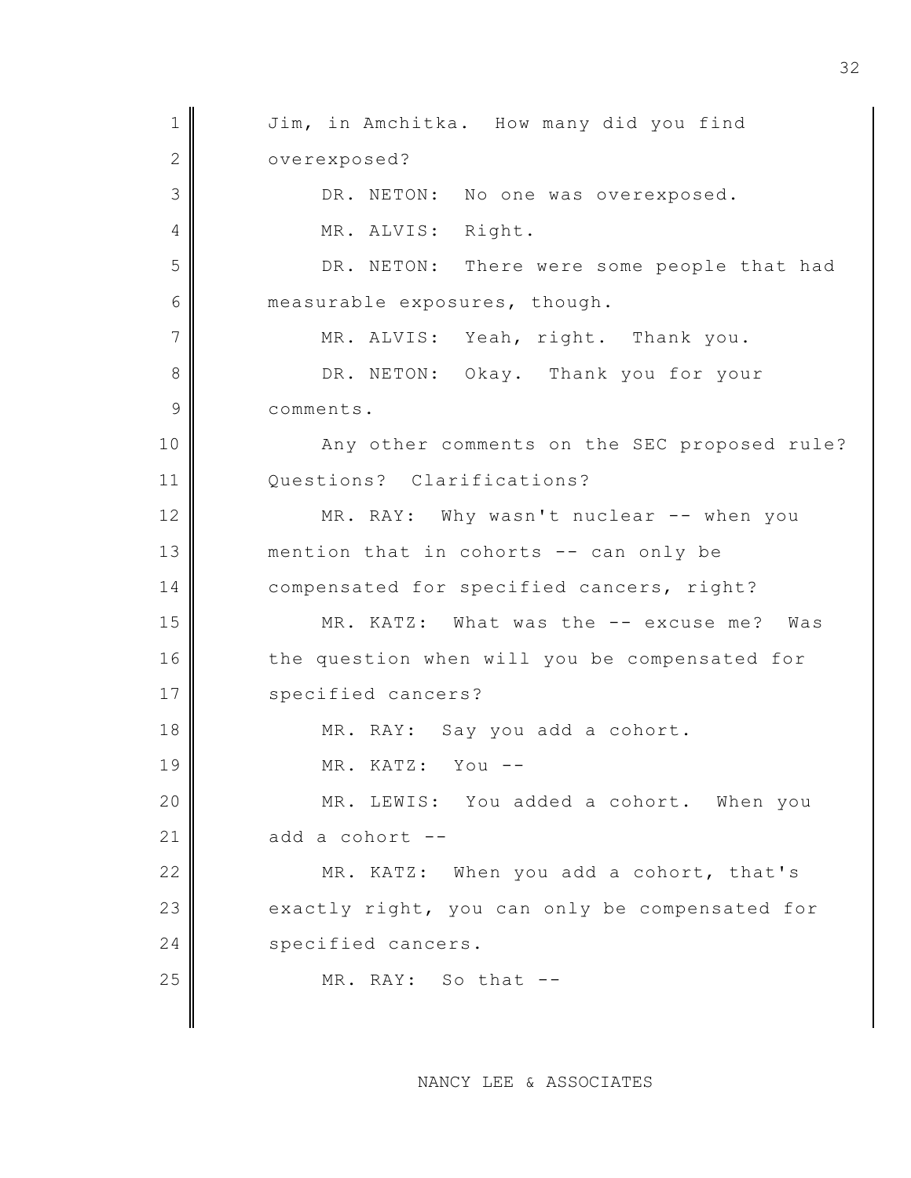Jim, in Amchitka. How many did you find overexposed?

DR. NETON: No one was overexposed.

MR. ALVIS: Right.

DR. NETON: There were some people that had measurable exposures, though.

MR. ALVIS: Yeah, right. Thank you.

DR. NETON: Okay. Thank you for your comments.

Any other comments on the SEC proposed rule? Questions? Clarifications?

MR. RAY: Why wasn't nuclear -- when you mention that in cohorts -- can only be compensated for specified cancers, right?

MR. KATZ: What was the -- excuse me? Was the question when will you be compensated for specified cancers?

MR. RAY: Say you add a cohort.

MR. KATZ: You --

MR. LEWIS: You added a cohort. When you add a cohort --

MR. KATZ: When you add a cohort, that's exactly right, you can only be compensated for specified cancers.

MR. RAY: So that --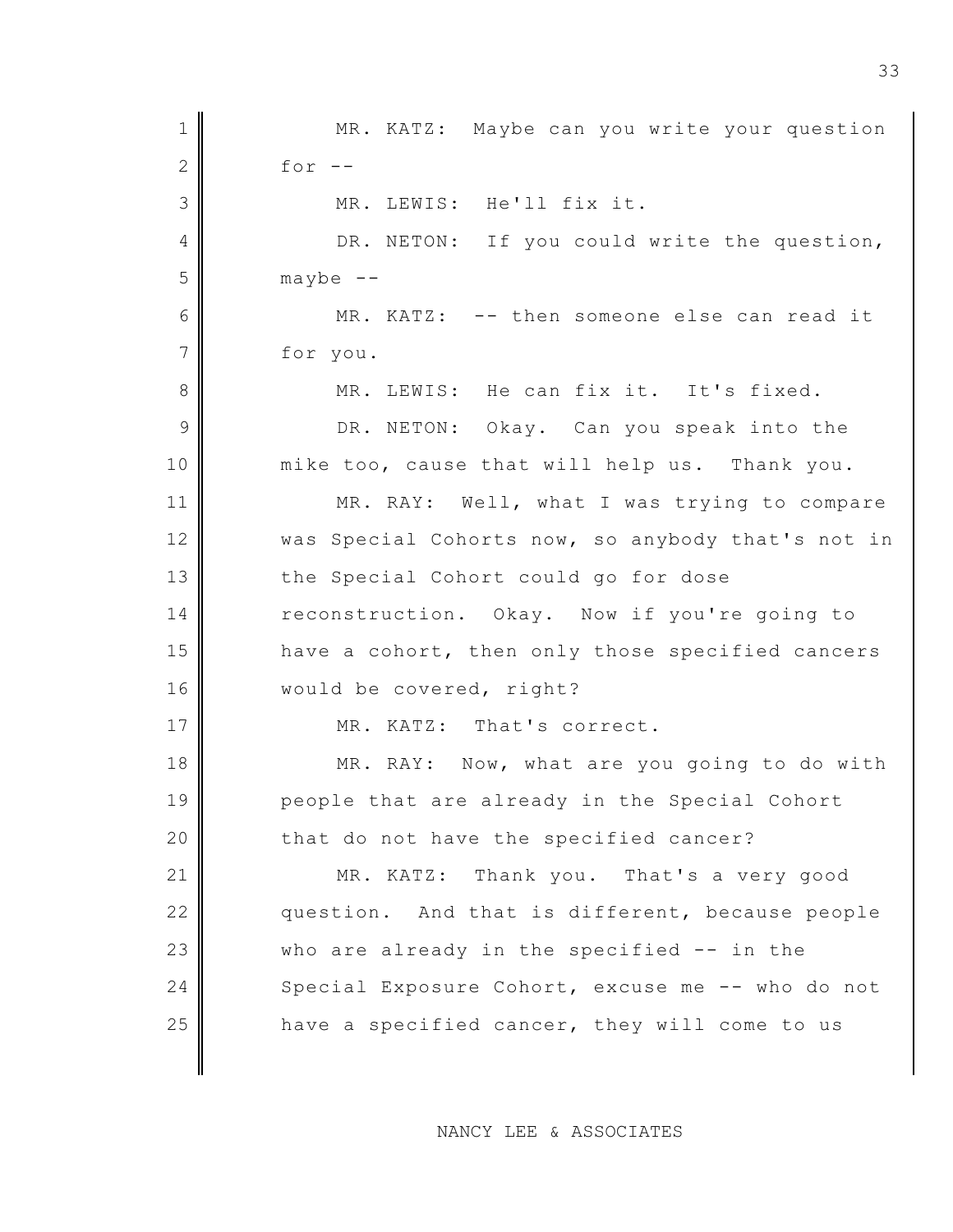MR. KATZ: Maybe can you write your question for --

MR. LEWIS: He'll fix it.

DR. NETON: If you could write the question, maybe --

MR. KATZ: -- then someone else can read it for you.

MR. LEWIS: He can fix it. It's fixed.

DR. NETON: Okay. Can you speak into the mike too, cause that will help us. Thank you.

MR. RAY: Well, what I was trying to compare was Special Cohorts now, so anybody that's not in the Special Cohort could go for dose reconstruction. Okay. Now if you're going to have a cohort, then only those specified cancers would be covered, right?

MR. KATZ: That's correct.

MR. RAY: Now, what are you going to do with people that are already in the Special Cohort that do not have the specified cancer?

MR. KATZ: Thank you. That's a very good question. And that is different, because people who are already in the specified -- in the Special Exposure Cohort, excuse me -- who do not have a specified cancer, they will come to us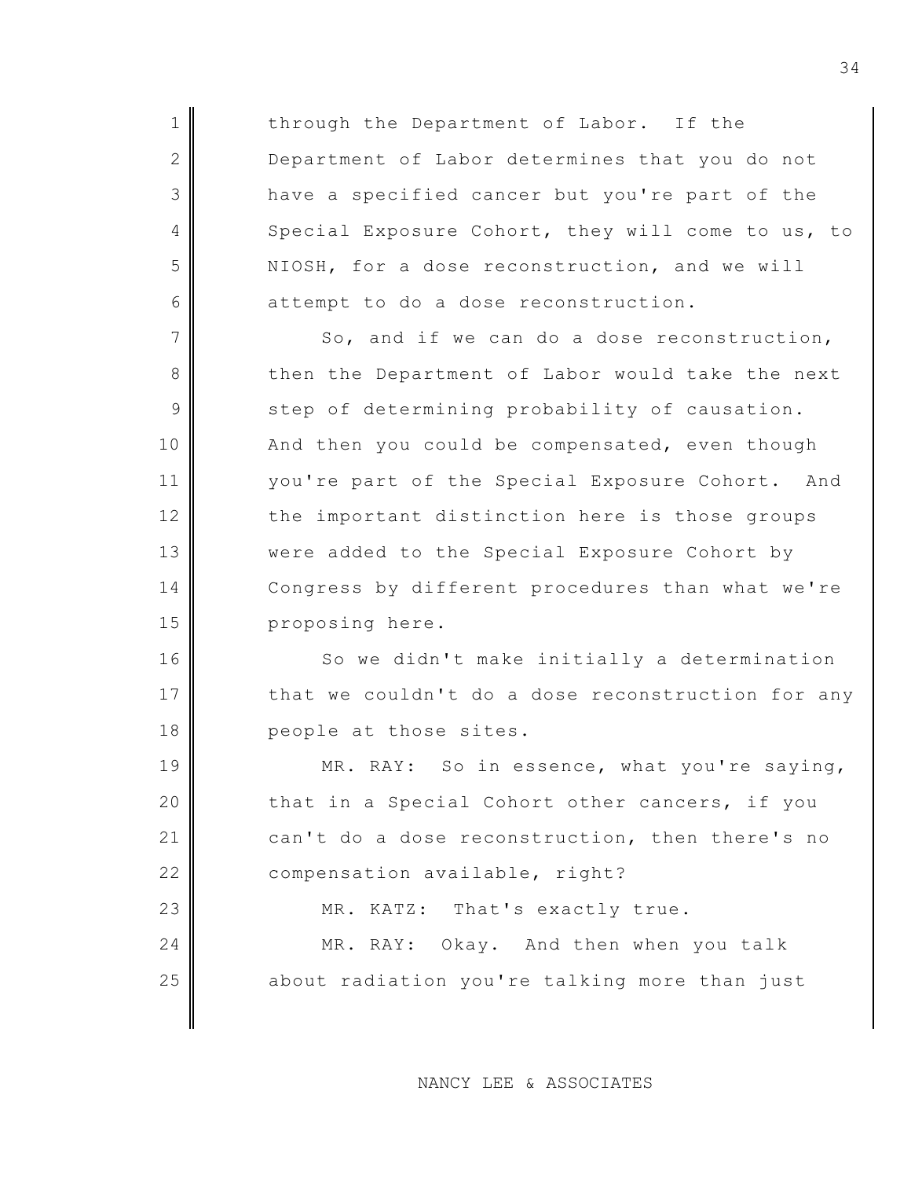through the Department of Labor. If the Department of Labor determines that you do not have a specified cancer but you're part of the Special Exposure Cohort, they will come to us, to NIOSH, for a dose reconstruction, and we will attempt to do a dose reconstruction.

So, and if we can do a dose reconstruction, then the Department of Labor would take the next step of determining probability of causation. And then you could be compensated, even though you're part of the Special Exposure Cohort. And the important distinction here is those groups were added to the Special Exposure Cohort by Congress by different procedures than what we're proposing here.

So we didn't make initially a determination that we couldn't do a dose reconstruction for any people at those sites.

MR. RAY: So in essence, what you're saying, that in a Special Cohort other cancers, if you can't do a dose reconstruction, then there's no compensation available, right?

MR. KATZ: That's exactly true.

MR. RAY: Okay. And then when you talk about radiation you're talking more than just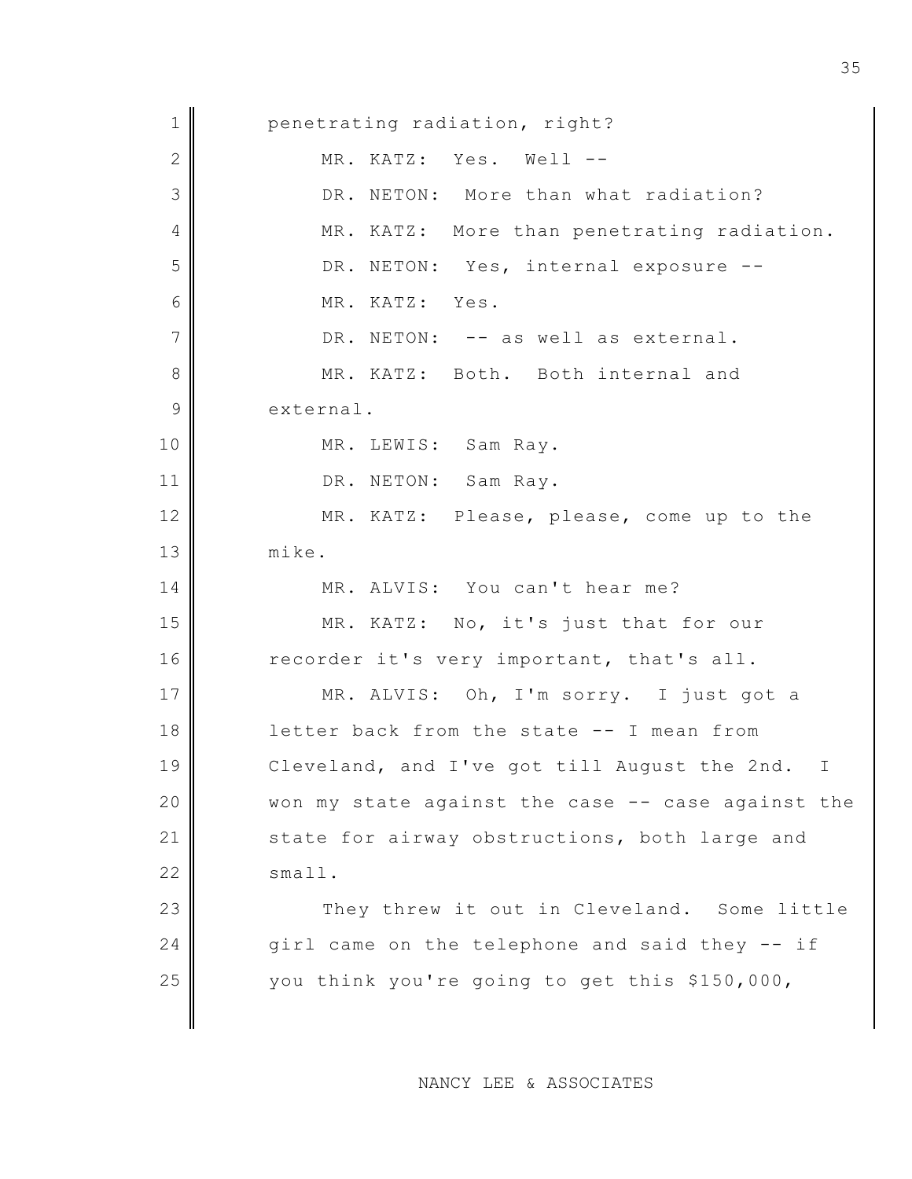penetrating radiation, right?

MR. KATZ: Yes. Well --

DR. NETON: More than what radiation?

MR. KATZ: More than penetrating radiation.

DR. NETON: Yes, internal exposure --

MR. KATZ: Yes.

DR. NETON: -- as well as external.

MR. KATZ: Both. Both internal and external.

MR. LEWIS: Sam Ray.

DR. NETON: Sam Ray.

MR. KATZ: Please, please, come up to the mike.

MR. ALVIS: You can't hear me?

MR. KATZ: No, it's just that for our recorder it's very important, that's all.

MR. ALVIS: Oh, I'm sorry. I just got a letter back from the state -- I mean from Cleveland, and I've got till August the 2nd. I won my state against the case -- case against the state for airway obstructions, both large and small.

They threw it out in Cleveland. Some little girl came on the telephone and said they -- if you think you're going to get this $150,000,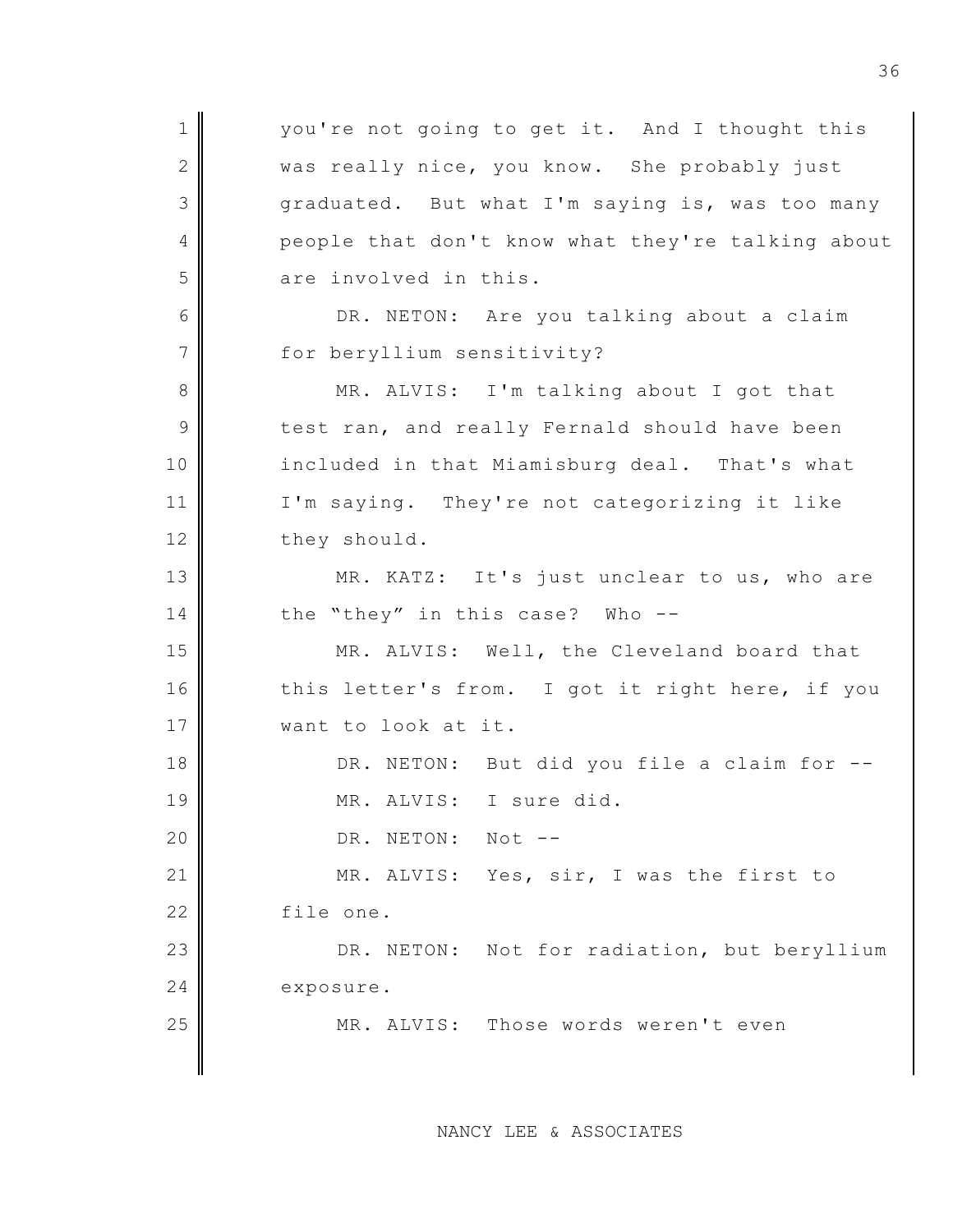you're not going to get it. And I thought this was really nice, you know. She probably just graduated. But what I'm saying is, was too many people that don't know what they're talking about are involved in this.

DR. NETON: Are you talking about a claim for beryllium sensitivity?

MR. ALVIS: I'm talking about I got that test ran, and really Fernald should have been included in that Miamisburg deal. That's what I'm saying. They're not categorizing it like they should.

MR. KATZ: It's just unclear to us, who are the "they" in this case? Who --

MR. ALVIS: Well, the Cleveland board that this letter's from. I got it right here, if you want to look at it.

DR. NETON: But did you file a claim for --

MR. ALVIS: I sure did.

DR. NETON: Not --

MR. ALVIS: Yes, sir, I was the first to file one.

DR. NETON: Not for radiation, but beryllium exposure.

MR. ALVIS: Those words weren't even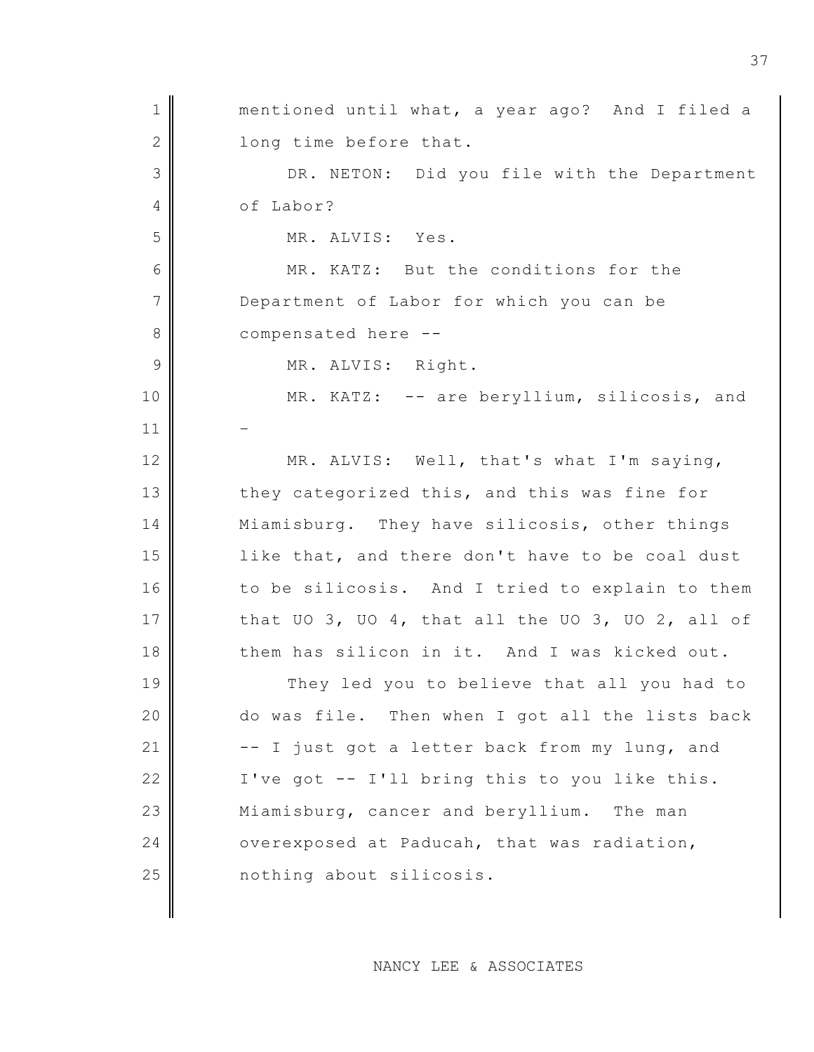mentioned until what, a year ago? And I filed a long time before that.

DR. NETON: Did you file with the Department of Labor?

MR. ALVIS: Yes.

MR. KATZ: But the conditions for the Department of Labor for which you can be compensated here --

MR. ALVIS: Right.

MR. KATZ: -- are beryllium, silicosis, and -

MR. ALVIS: Well, that's what I'm saying, they categorized this, and this was fine for Miamisburg. They have silicosis, other things like that, and there don't have to be coal dust to be silicosis. And I tried to explain to them that UO 3, UO 4, that all the UO 3, UO 2, all of them has silicon in it. And I was kicked out.

They led you to believe that all you had to do was file. Then when I got all the lists back -- I just got a letter back from my lung, and I've got -- I'll bring this to you like this. Miamisburg, cancer and beryllium. The man overexposed at Paducah, that was radiation, nothing about silicosis.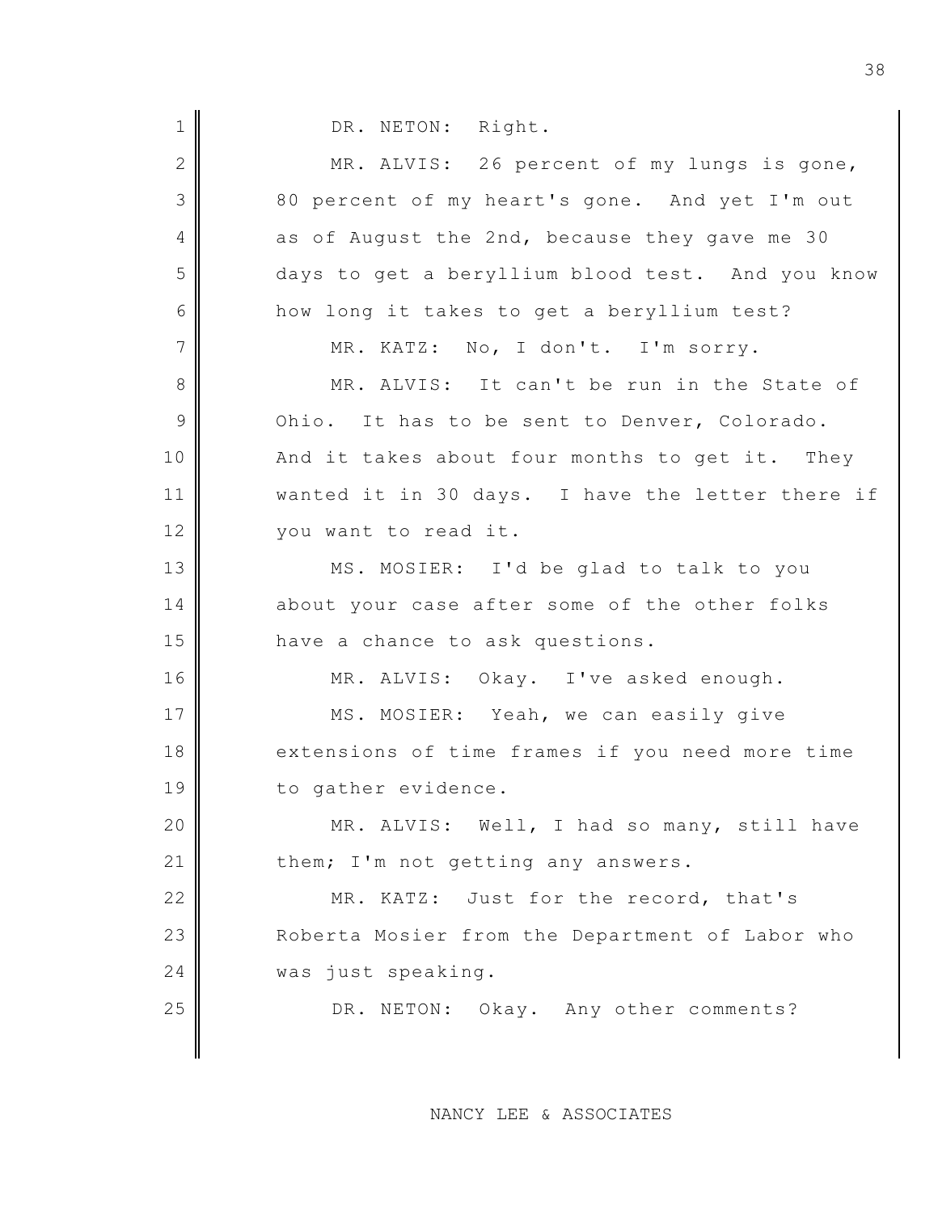DR. NETON: Right.

MR. ALVIS: 26 percent of my lungs is gone, 80 percent of my heart's gone. And yet I'm out as of August the 2nd, because they gave me 30 days to get a beryllium blood test. And you know how long it takes to get a beryllium test?

MR. KATZ: No, I don't. I'm sorry.

MR. ALVIS: It can't be run in the State of Ohio. It has to be sent to Denver, Colorado. And it takes about four months to get it. They wanted it in 30 days. I have the letter there if you want to read it.

MS. MOSIER: I'd be glad to talk to you about your case after some of the other folks have a chance to ask questions.

MR. ALVIS: Okay. I've asked enough.

MS. MOSIER: Yeah, we can easily give extensions of time frames if you need more time to gather evidence.

MR. ALVIS: Well, I had so many, still have them; I'm not getting any answers.

MR. KATZ: Just for the record, that's Roberta Mosier from the Department of Labor who was just speaking.

DR. NETON: Okay. Any other comments?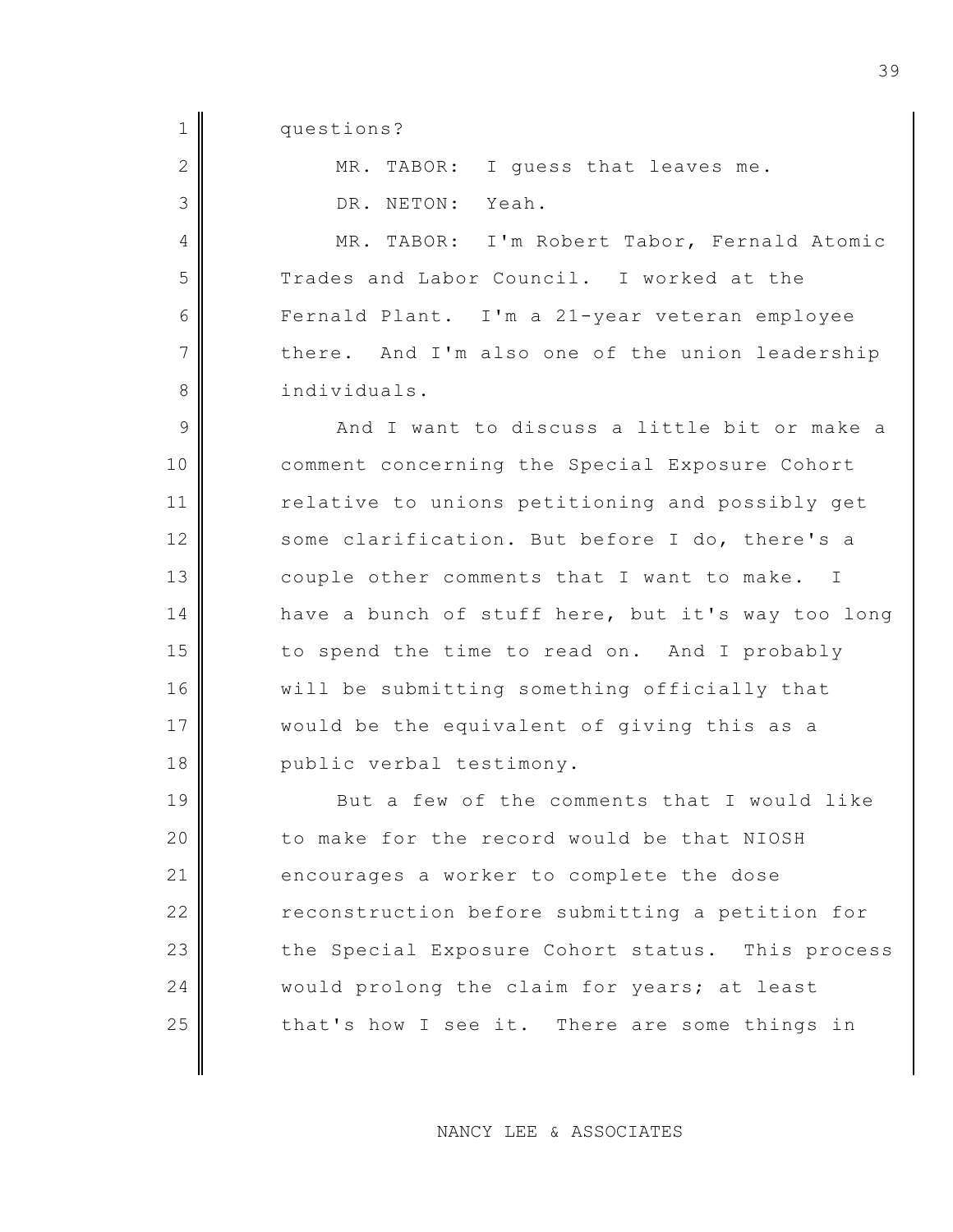questions?

MR. TABOR: I guess that leaves me.

DR. NETON: Yeah.

MR. TABOR: I'm Robert Tabor, Fernald Atomic Trades and Labor Council. I worked at the Fernald Plant. I'm a 21-year veteran employee there. And I'm also one of the union leadership individuals.

And I want to discuss a little bit or make a comment concerning the Special Exposure Cohort relative to unions petitioning and possibly get some clarification. But before I do, there's a couple other comments that I want to make. I have a bunch of stuff here, but it's way too long to spend the time to read on. And I probably will be submitting something officially that would be the equivalent of giving this as a public verbal testimony.

But a few of the comments that I would like to make for the record would be that NIOSH encourages a worker to complete the dose reconstruction before submitting a petition for the Special Exposure Cohort status. This process would prolong the claim for years; at least that's how I see it. There are some things in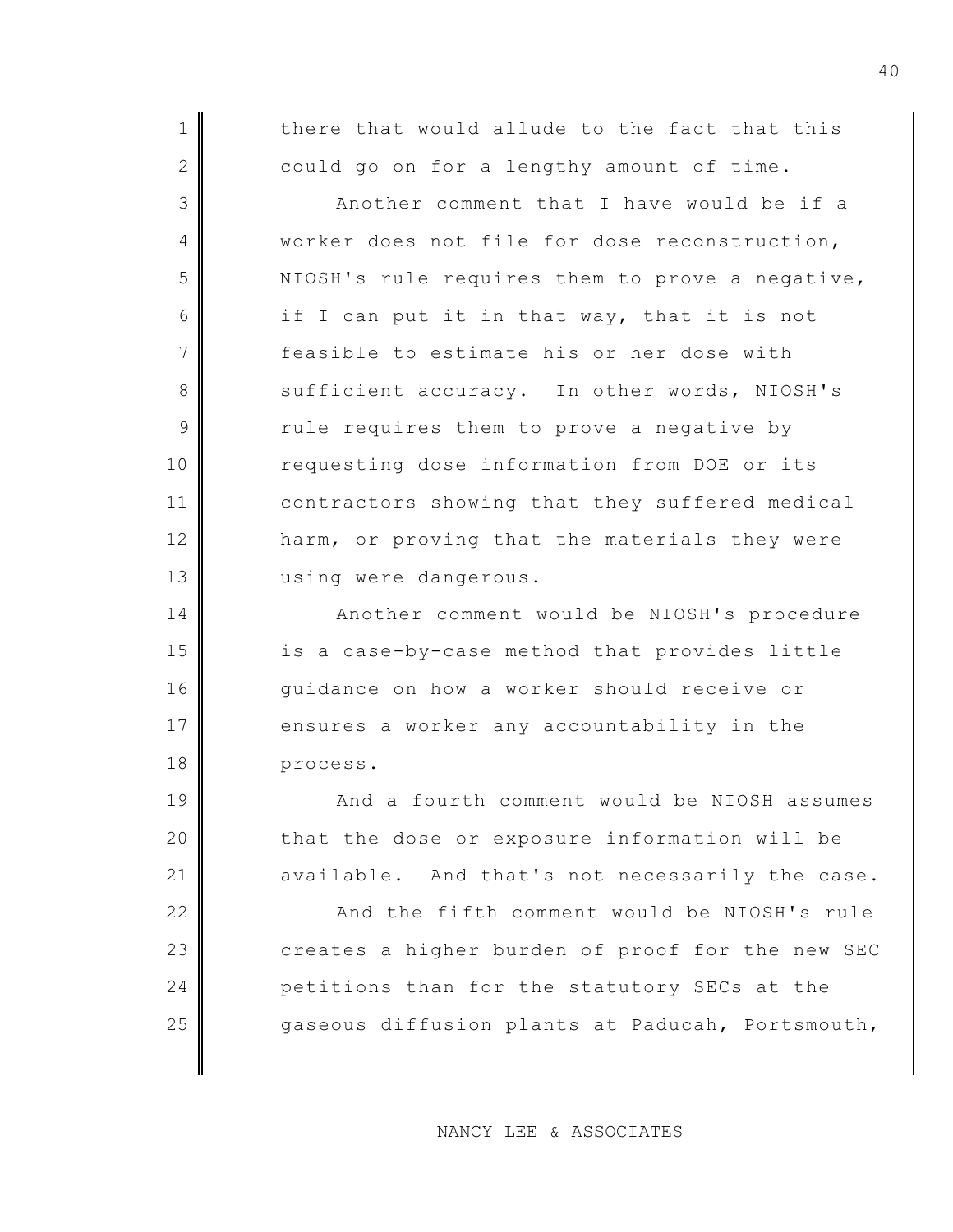there that would allude to the fact that this could go on for a lengthy amount of time.

Another comment that I have would be if a worker does not file for dose reconstruction, NIOSH's rule requires them to prove a negative, if I can put it in that way, that it is not feasible to estimate his or her dose with sufficient accuracy. In other words, NIOSH's rule requires them to prove a negative by requesting dose information from DOE or its contractors showing that they suffered medical harm, or proving that the materials they were using were dangerous.

Another comment would be NIOSH's procedure is a case-by-case method that provides little guidance on how a worker should receive or ensures a worker any accountability in the process.

And a fourth comment would be NIOSH assumes that the dose or exposure information will be available. And that's not necessarily the case.

And the fifth comment would be NIOSH's rule creates a higher burden of proof for the new SEC petitions than for the statutory SECs at the gaseous diffusion plants at Paducah, Portsmouth,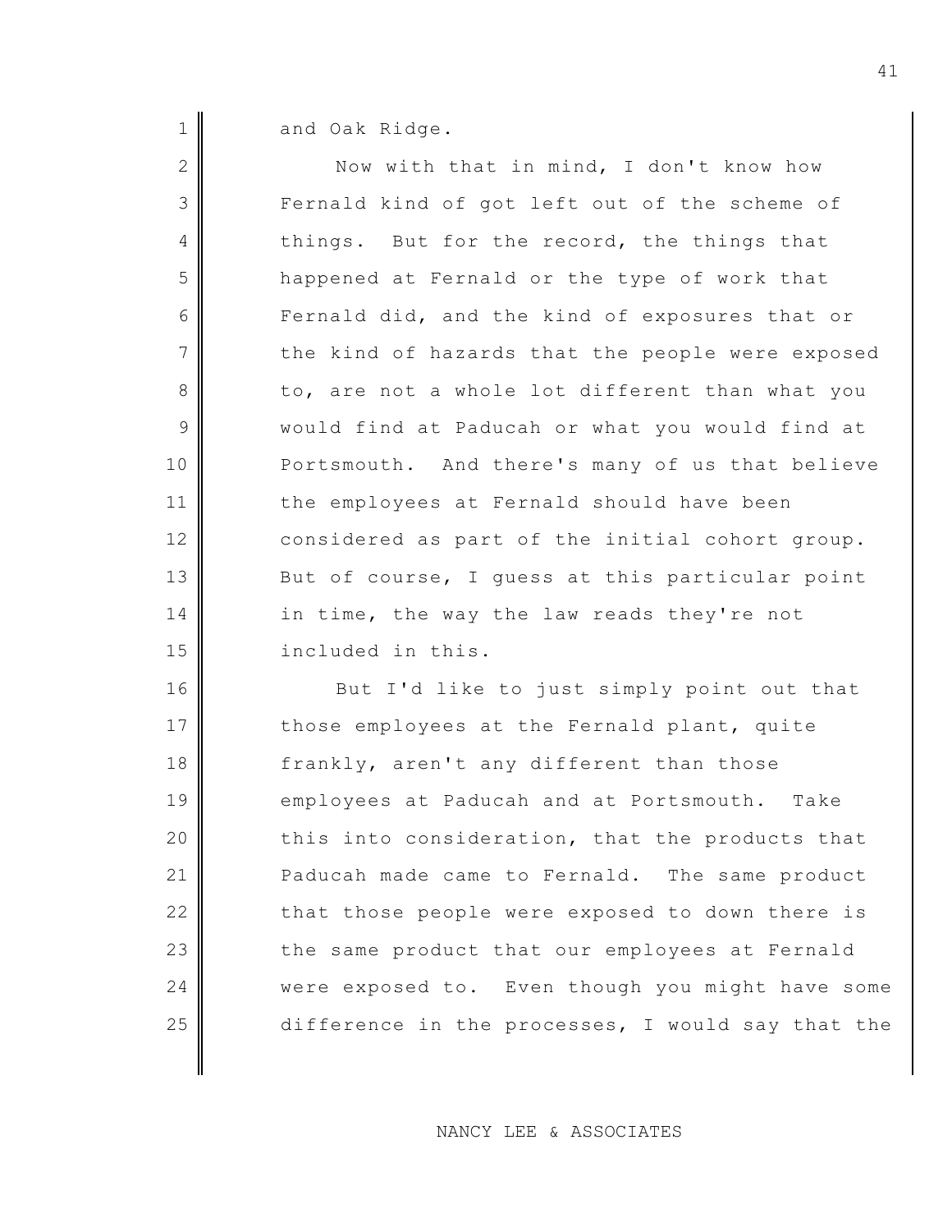and Oak Ridge.

Now with that in mind, I don't know how Fernald kind of got left out of the scheme of things. But for the record, the things that happened at Fernald or the type of work that Fernald did, and the kind of exposures that or the kind of hazards that the people were exposed to, are not a whole lot different than what you would find at Paducah or what you would find at Portsmouth. And there's many of us that believe the employees at Fernald should have been considered as part of the initial cohort group. But of course, I guess at this particular point in time, the way the law reads they're not included in this.

But I'd like to just simply point out that those employees at the Fernald plant, quite frankly, aren't any different than those employees at Paducah and at Portsmouth. Take this into consideration, that the products that Paducah made came to Fernald. The same product that those people were exposed to down there is the same product that our employees at Fernald were exposed to. Even though you might have some difference in the processes, I would say that the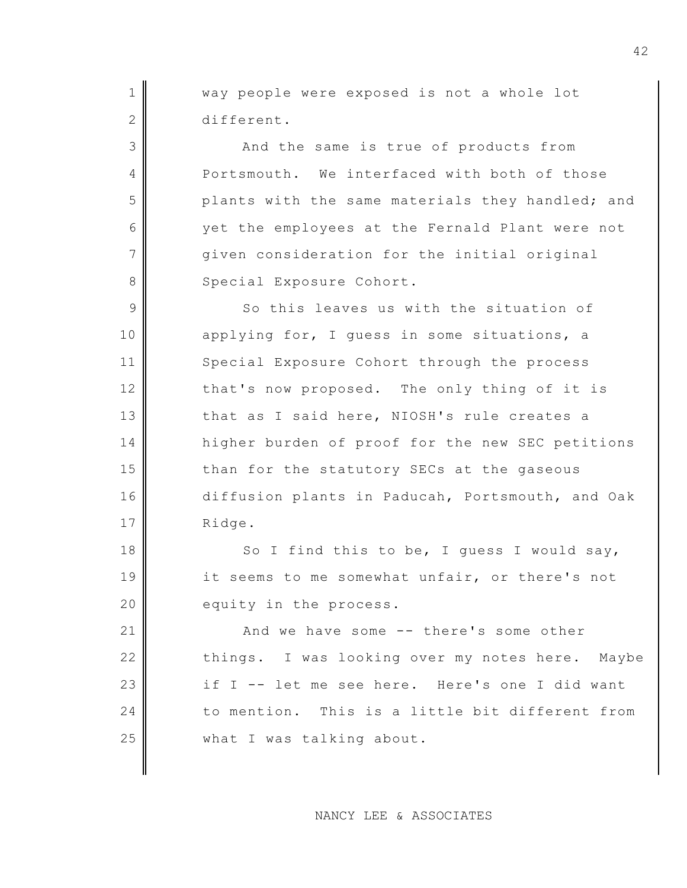way people were exposed is not a whole lot different.

And the same is true of products from Portsmouth. We interfaced with both of those plants with the same materials they handled; and yet the employees at the Fernald Plant were not given consideration for the initial original Special Exposure Cohort.

So this leaves us with the situation of applying for, I guess in some situations, a Special Exposure Cohort through the process that's now proposed. The only thing of it is that as I said here, NIOSH's rule creates a higher burden of proof for the new SEC petitions than for the statutory SECs at the gaseous diffusion plants in Paducah, Portsmouth, and Oak Ridge.

So I find this to be, I guess I would say, it seems to me somewhat unfair, or there's not equity in the process.

And we have some -- there's some other things. I was looking over my notes here. Maybe if I -- let me see here. Here's one I did want to mention. This is a little bit different from what I was talking about.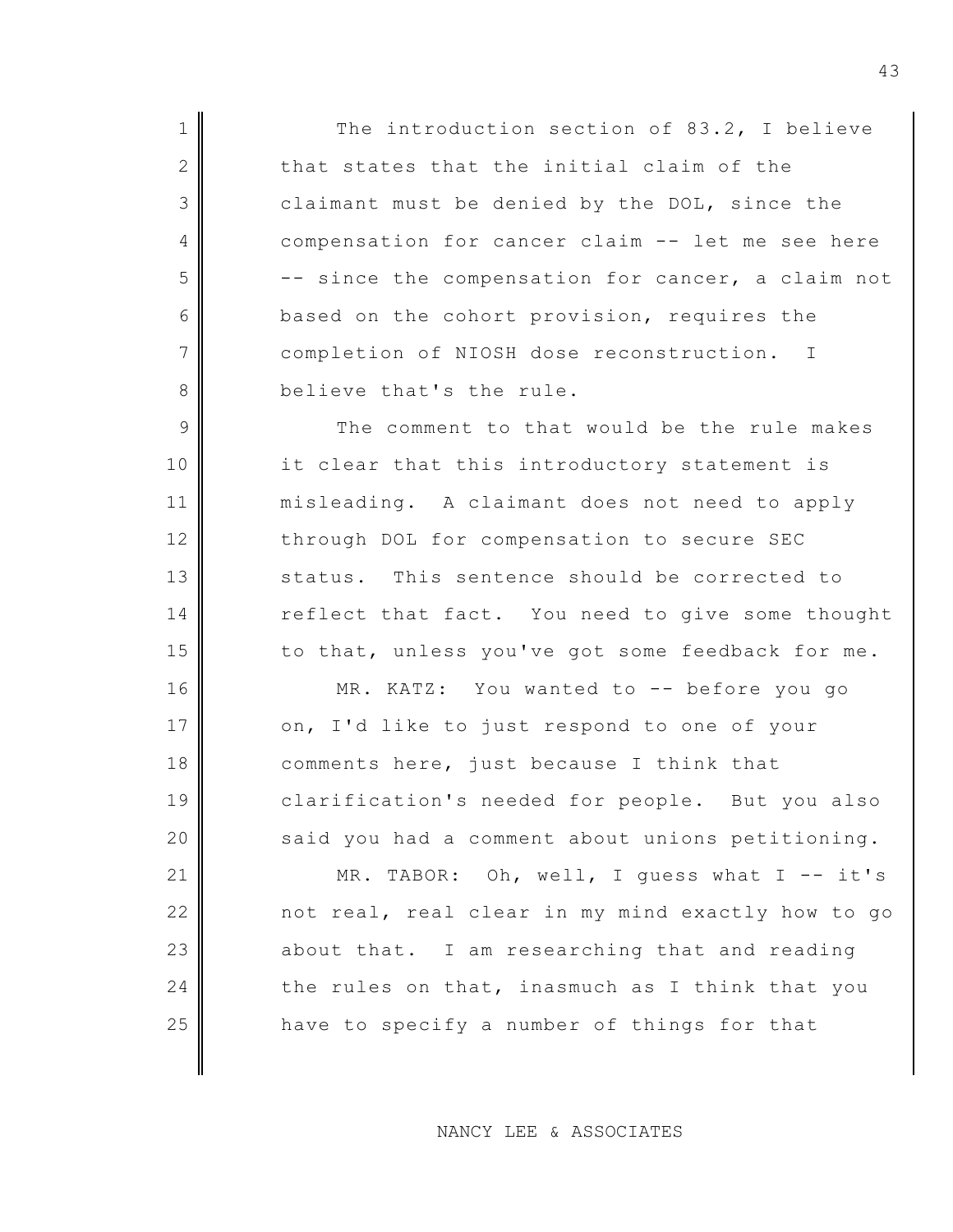The introduction section of 83.2, I believe that states that the initial claim of the claimant must be denied by the DOL, since the compensation for cancer claim -- let me see here -- since the compensation for cancer, a claim not based on the cohort provision, requires the completion of NIOSH dose reconstruction. I believe that's the rule.

The comment to that would be the rule makes it clear that this introductory statement is misleading. A claimant does not need to apply through DOL for compensation to secure SEC status. This sentence should be corrected to reflect that fact. You need to give some thought to that, unless you've got some feedback for me.

MR. KATZ: You wanted to -- before you go on, I'd like to just respond to one of your comments here, just because I think that clarification's needed for people. But you also said you had a comment about unions petitioning.

MR. TABOR: Oh, well, I guess what I -- it's not real, real clear in my mind exactly how to go about that. I am researching that and reading the rules on that, inasmuch as I think that you have to specify a number of things for that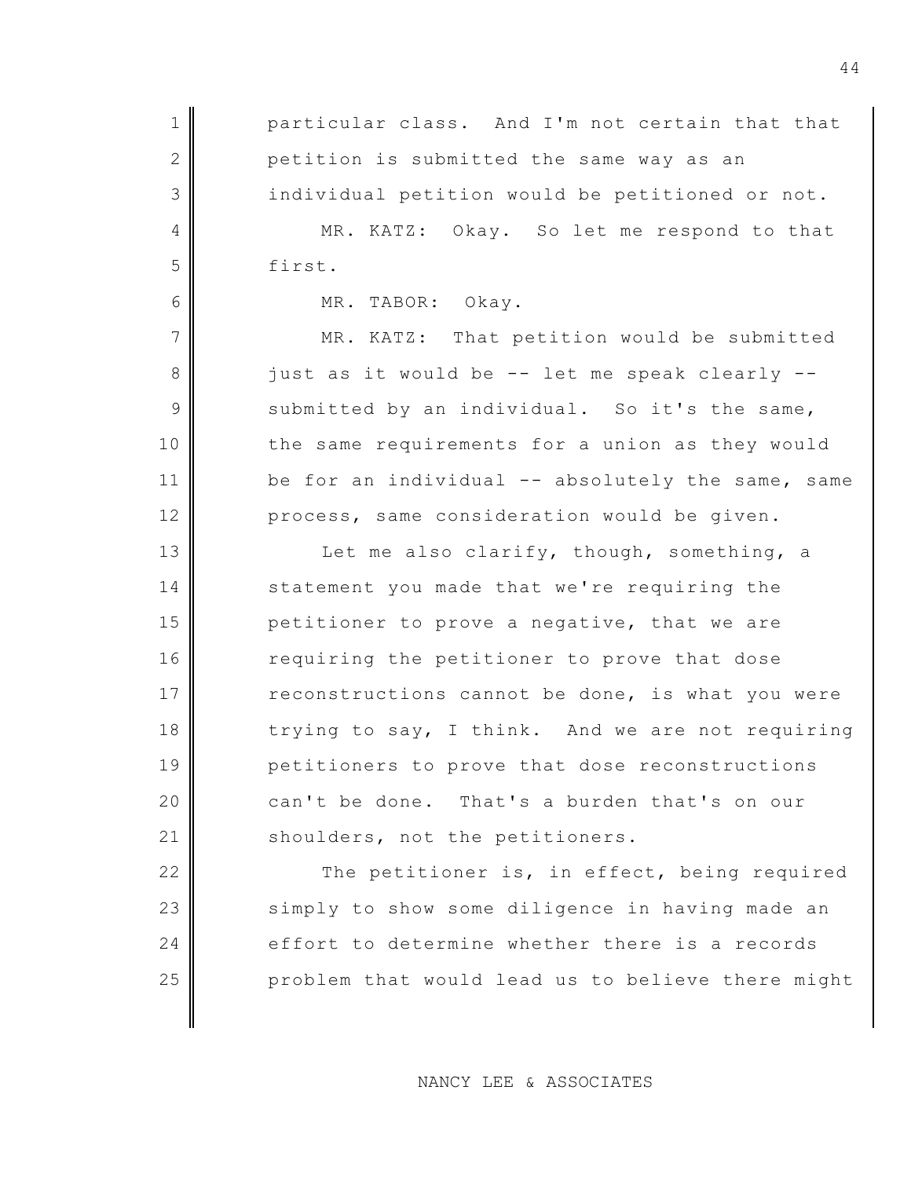particular class. And I'm not certain that that petition is submitted the same way as an individual petition would be petitioned or not.

MR. KATZ: Okay. So let me respond to that first.

MR. TABOR: Okay.

MR. KATZ: That petition would be submitted just as it would be -- let me speak clearly -- submitted by an individual. So it's the same, the same requirements for a union as they would be for an individual -- absolutely the same, same process, same consideration would be given.

Let me also clarify, though, something, a statement you made that we're requiring the petitioner to prove a negative, that we are requiring the petitioner to prove that dose reconstructions cannot be done, is what you were trying to say, I think. And we are not requiring petitioners to prove that dose reconstructions can't be done. That's a burden that's on our shoulders, not the petitioners.

The petitioner is, in effect, being required simply to show some diligence in having made an effort to determine whether there is a records problem that would lead us to believe there might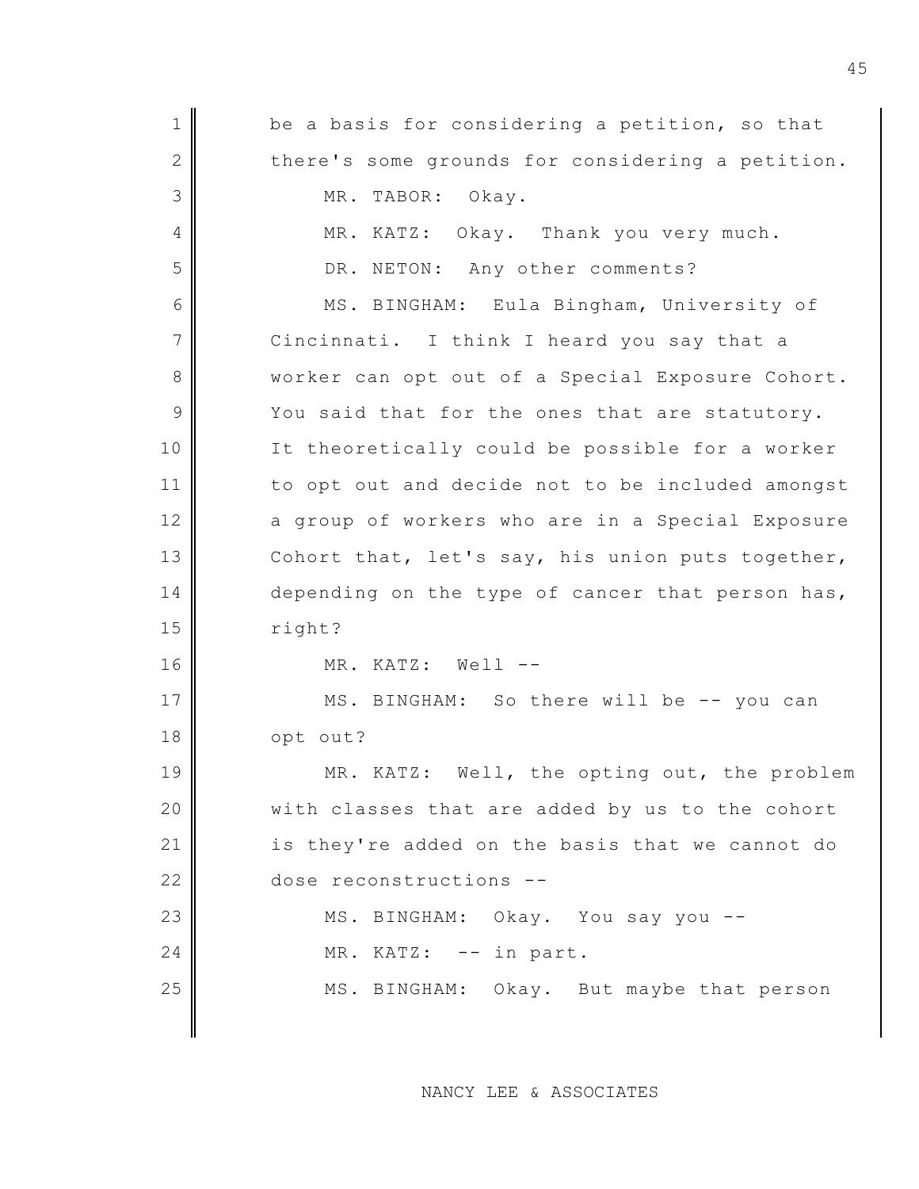be a basis for considering a petition, so that there's some grounds for considering a petition.

MR. TABOR: Okay.

MR. KATZ: Okay. Thank you very much.

DR. NETON: Any other comments?

MS. BINGHAM: Eula Bingham, University of Cincinnati. I think I heard you say that a worker can opt out of a Special Exposure Cohort. You said that for the ones that are statutory. It theoretically could be possible for a worker to opt out and decide not to be included amongst a group of workers who are in a Special Exposure Cohort that, let's say, his union puts together, depending on the type of cancer that person has, right?

MR. KATZ: Well --

MS. BINGHAM: So there will be -- you can opt out?

MR. KATZ: Well, the opting out, the problem with classes that are added by us to the cohort is they're added on the basis that we cannot do dose reconstructions --

MS. BINGHAM: Okay. You say you --

MR. KATZ: -- in part.

MS. BINGHAM: Okay. But maybe that person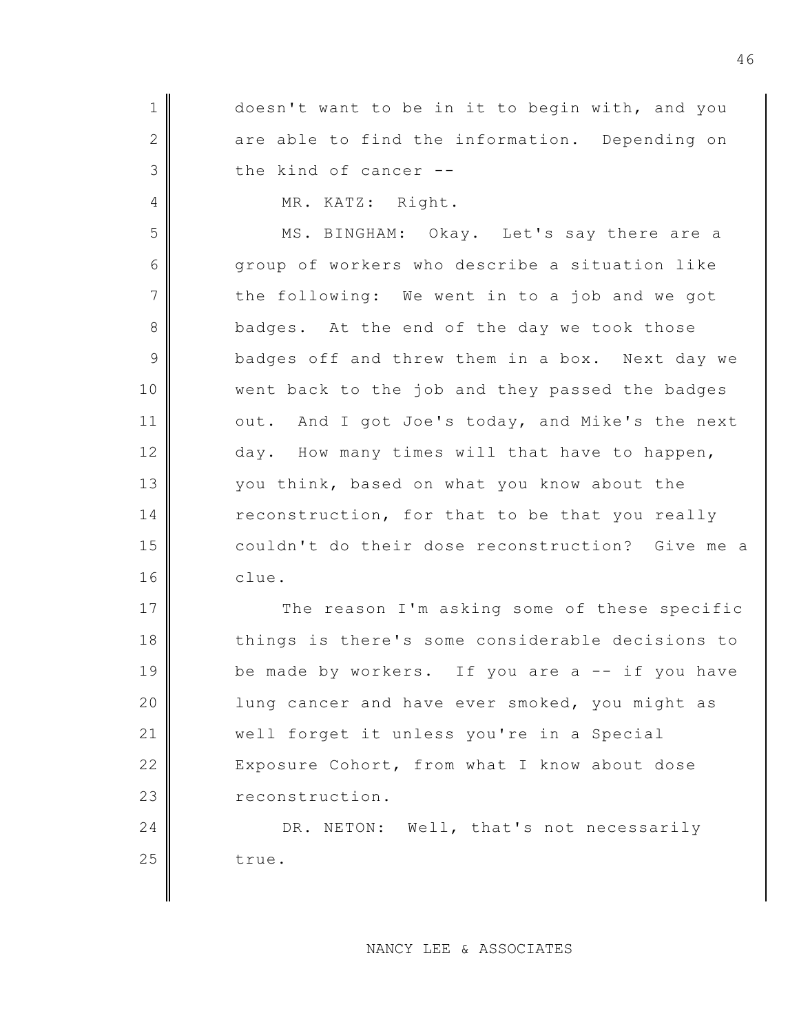doesn't want to be in it to begin with, and you are able to find the information. Depending on the kind of cancer --

MR. KATZ: Right.

MS. BINGHAM: Okay. Let's say there are a group of workers who describe a situation like the following: We went in to a job and we got badges. At the end of the day we took those badges off and threw them in a box. Next day we went back to the job and they passed the badges out. And I got Joe's today, and Mike's the next day. How many times will that have to happen, you think, based on what you know about the reconstruction, for that to be that you really couldn't do their dose reconstruction? Give me a clue.

The reason I'm asking some of these specific things is there's some considerable decisions to be made by workers. If you are a -- if you have lung cancer and have ever smoked, you might as well forget it unless you're in a Special Exposure Cohort, from what I know about dose reconstruction.

DR. NETON: Well, that's not necessarily true.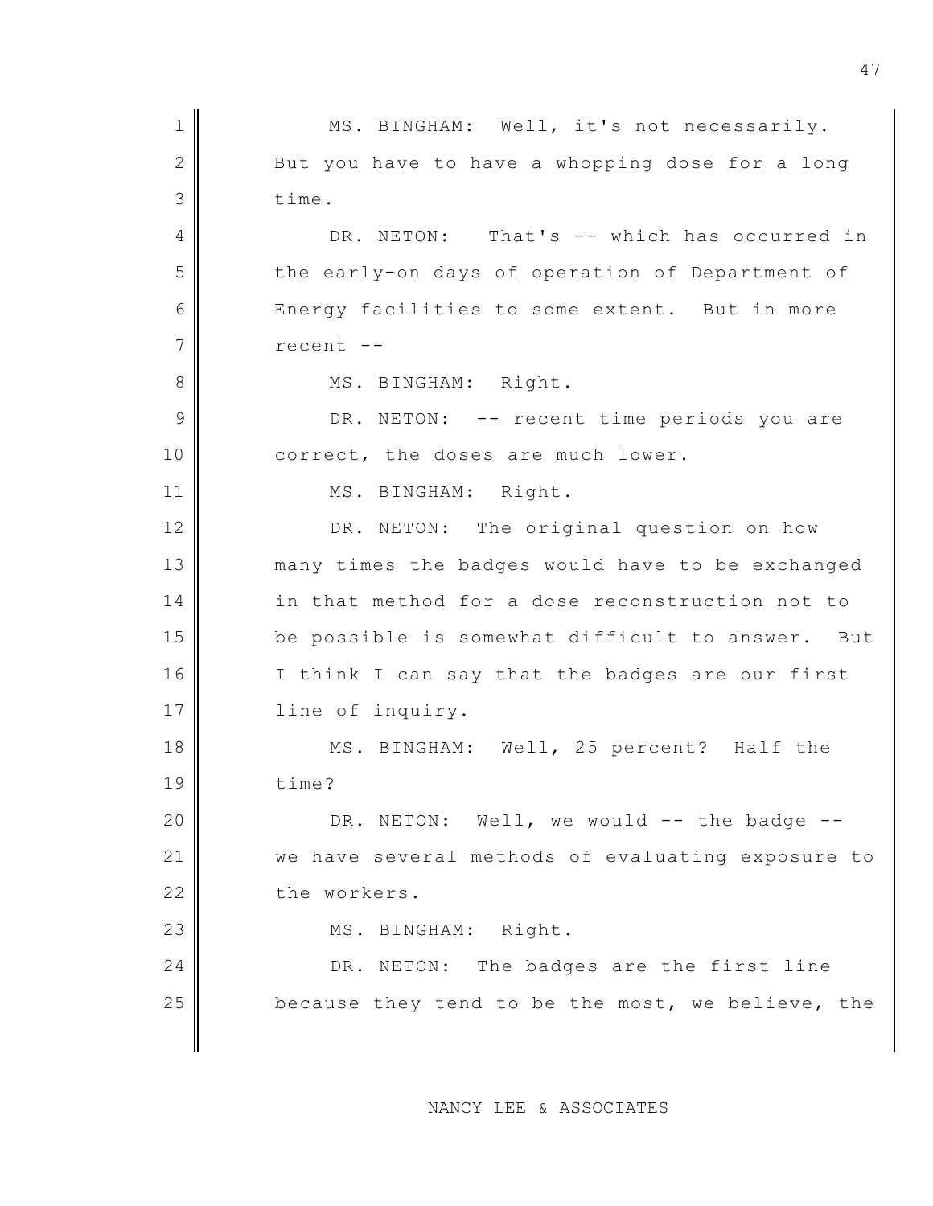MS. BINGHAM: Well, it's not necessarily. But you have to have a whopping dose for a long time.

DR. NETON: That's -- which has occurred in the early-on days of operation of Department of Energy facilities to some extent. But in more recent --

MS. BINGHAM: Right.

DR. NETON: -- recent time periods you are correct, the doses are much lower.

MS. BINGHAM: Right.

DR. NETON: The original question on how many times the badges would have to be exchanged in that method for a dose reconstruction not to be possible is somewhat difficult to answer. But I think I can say that the badges are our first line of inquiry.

MS. BINGHAM: Well, 25 percent? Half the time?

DR. NETON: Well, we would -- the badge -- we have several methods of evaluating exposure to the workers.

MS. BINGHAM: Right.

DR. NETON: The badges are the first line because they tend to be the most, we believe, the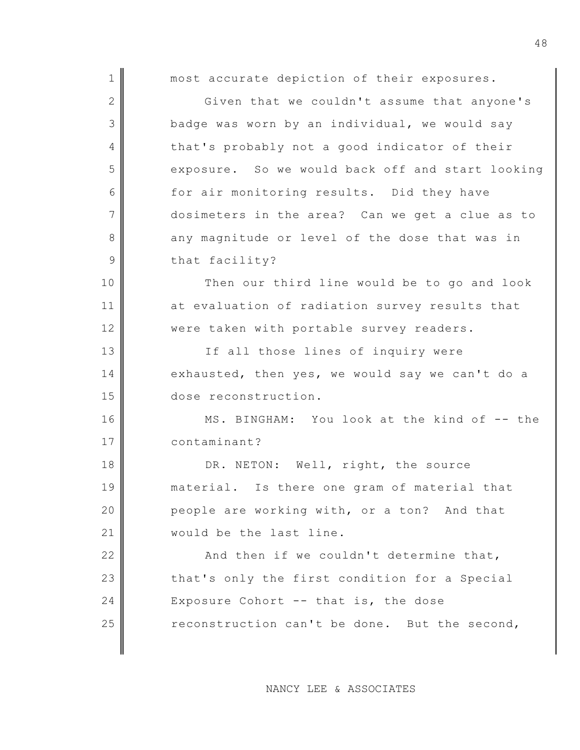most accurate depiction of their exposures.

Given that we couldn't assume that anyone's badge was worn by an individual, we would say that's probably not a good indicator of their exposure. So we would back off and start looking for air monitoring results. Did they have dosimeters in the area? Can we get a clue as to any magnitude or level of the dose that was in that facility?

Then our third line would be to go and look at evaluation of radiation survey results that were taken with portable survey readers.

If all those lines of inquiry were exhausted, then yes, we would say we can't do a dose reconstruction.

MS. BINGHAM: You look at the kind of -- the contaminant?

DR. NETON: Well, right, the source material. Is there one gram of material that people are working with, or a ton? And that would be the last line.

And then if we couldn't determine that, that's only the first condition for a Special Exposure Cohort -- that is, the dose reconstruction can't be done. But the second,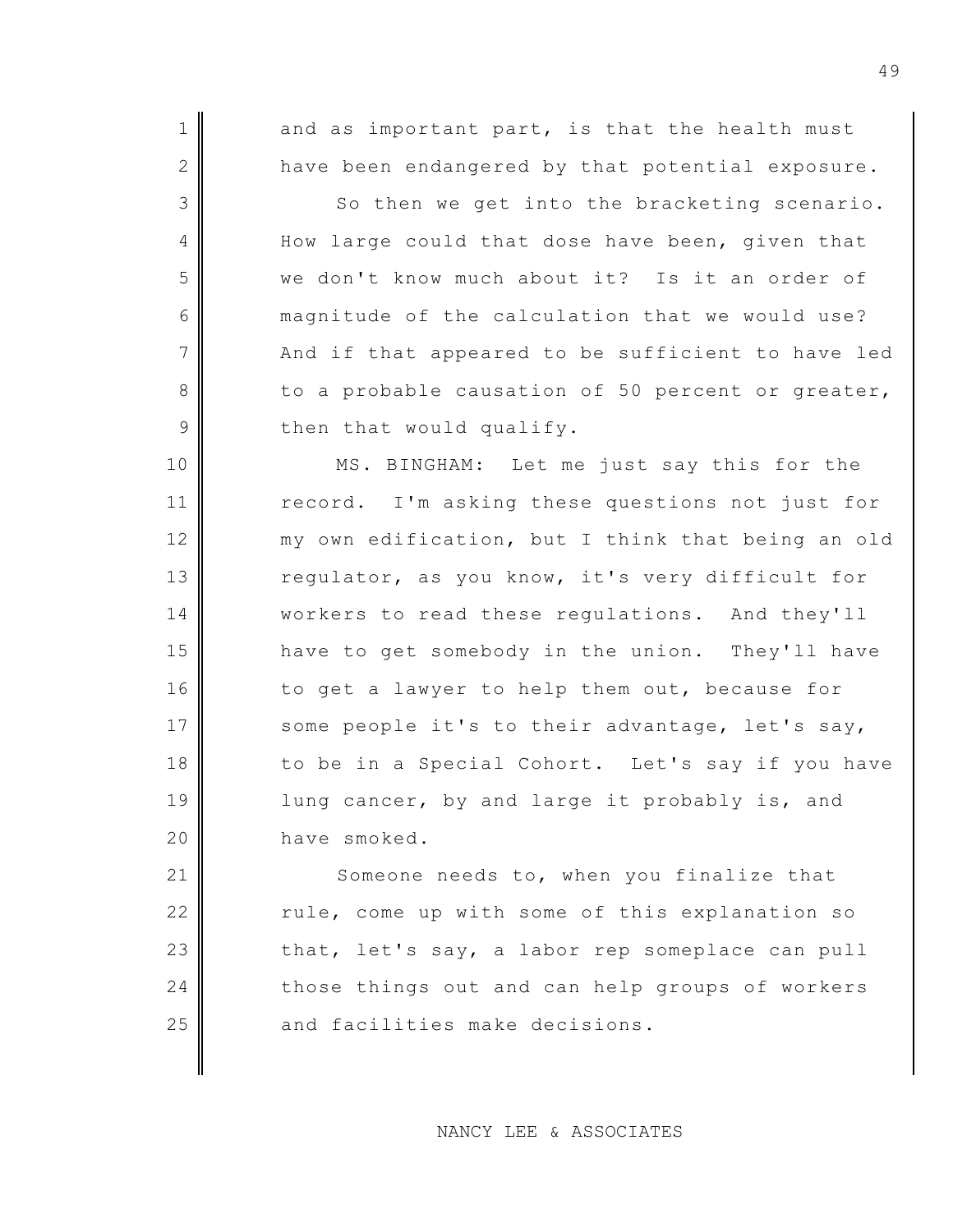and as important part, is that the health must have been endangered by that potential exposure.

So then we get into the bracketing scenario. How large could that dose have been, given that we don't know much about it? Is it an order of magnitude of the calculation that we would use? And if that appeared to be sufficient to have led to a probable causation of 50 percent or greater, then that would qualify.

MS. BINGHAM: Let me just say this for the record. I'm asking these questions not just for my own edification, but I think that being an old regulator, as you know, it's very difficult for workers to read these regulations. And they'll have to get somebody in the union. They'll have to get a lawyer to help them out, because for some people it's to their advantage, let's say, to be in a Special Cohort. Let's say if you have lung cancer, by and large it probably is, and have smoked.

Someone needs to, when you finalize that rule, come up with some of this explanation so that, let's say, a labor rep someplace can pull those things out and can help groups of workers and facilities make decisions.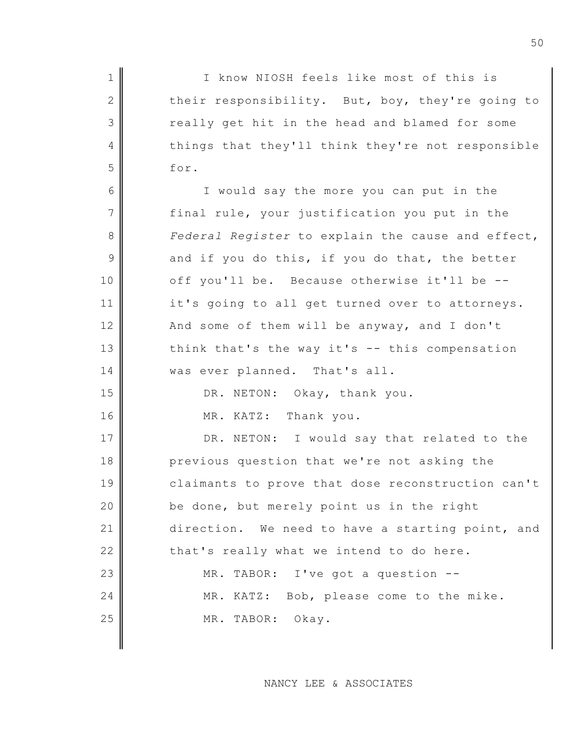I know NIOSH feels like most of this is their responsibility. But, boy, they're going to really get hit in the head and blamed for some things that they'll think they're not responsible for.

I would say the more you can put in the final rule, your justification you put in the *Federal Register* to explain the cause and effect, and if you do this, if you do that, the better off you'll be. Because otherwise it'll be -- it's going to all get turned over to attorneys. And some of them will be anyway, and I don't think that's the way it's -- this compensation was ever planned. That's all.

DR. NETON: Okay, thank you.

MR. KATZ: Thank you.

DR. NETON: I would say that related to the previous question that we're not asking the claimants to prove that dose reconstruction can't be done, but merely point us in the right direction. We need to have a starting point, and that's really what we intend to do here.

MR. TABOR: I've got a question --

MR. KATZ: Bob, please come to the mike.

MR. TABOR: Okay.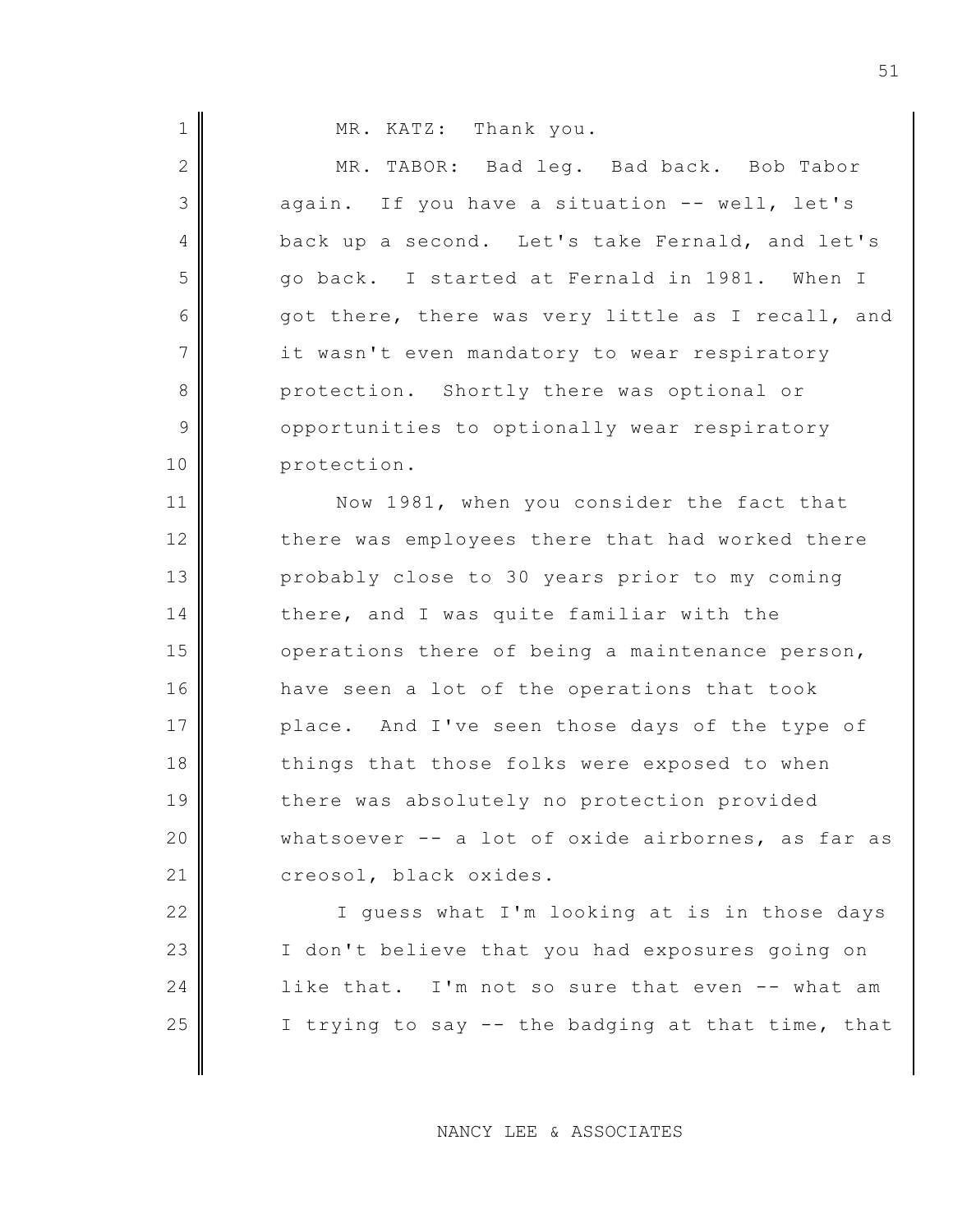MR. KATZ: Thank you.

MR. TABOR: Bad leg. Bad back. Bob Tabor again. If you have a situation -- well, let's back up a second. Let's take Fernald, and let's go back. I started at Fernald in 1981. When I got there, there was very little as I recall, and it wasn't even mandatory to wear respiratory protection. Shortly there was optional or opportunities to optionally wear respiratory protection.

Now 1981, when you consider the fact that there was employees there that had worked there probably close to 30 years prior to my coming there, and I was quite familiar with the operations there of being a maintenance person, have seen a lot of the operations that took place. And I've seen those days of the type of things that those folks were exposed to when there was absolutely no protection provided whatsoever -- a lot of oxide airbornes, as far as creosol, black oxides.

I guess what I'm looking at is in those days I don't believe that you had exposures going on like that. I'm not so sure that even -- what am I trying to say -- the badging at that time, that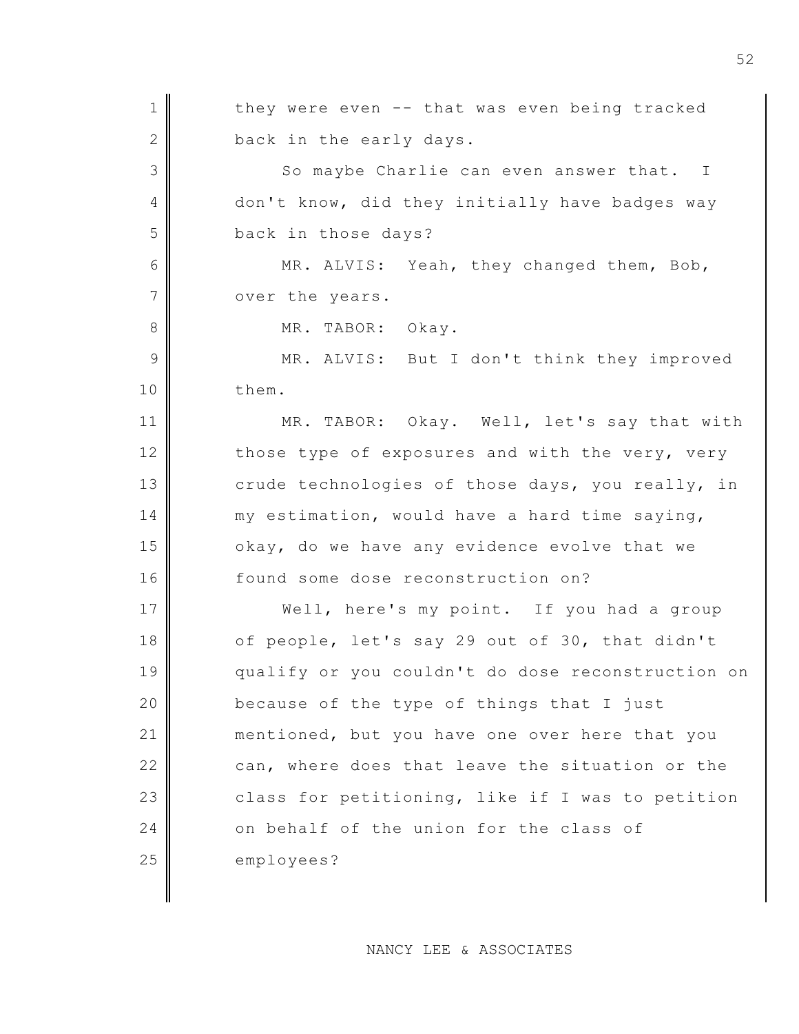they were even -- that was even being tracked back in the early days.

So maybe Charlie can even answer that. I don't know, did they initially have badges way back in those days?

MR. ALVIS: Yeah, they changed them, Bob, over the years.

MR. TABOR: Okay.

MR. ALVIS: But I don't think they improved them.

MR. TABOR: Okay. Well, let's say that with those type of exposures and with the very, very crude technologies of those days, you really, in my estimation, would have a hard time saying, okay, do we have any evidence evolve that we found some dose reconstruction on?

Well, here's my point. If you had a group of people, let's say 29 out of 30, that didn't qualify or you couldn't do dose reconstruction on because of the type of things that I just mentioned, but you have one over here that you can, where does that leave the situation or the class for petitioning, like if I was to petition on behalf of the union for the class of employees?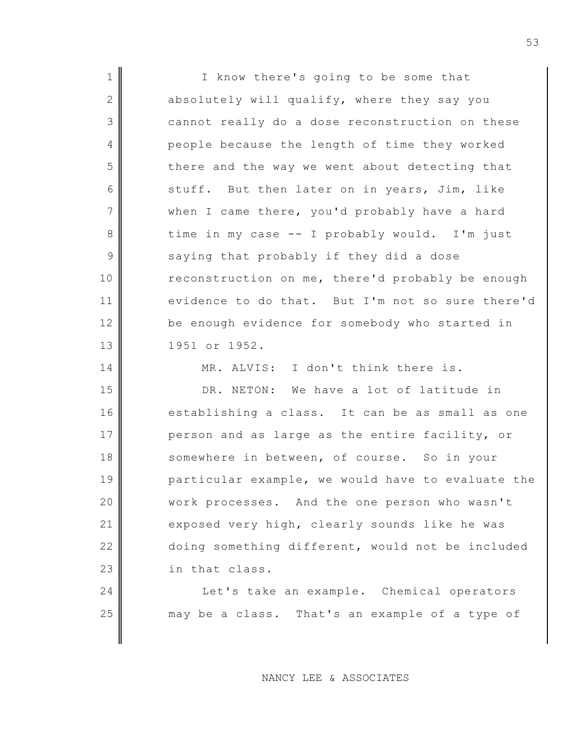I know there's going to be some that absolutely will qualify, where they say you cannot really do a dose reconstruction on these people because the length of time they worked there and the way we went about detecting that stuff. But then later on in years, Jim, like when I came there, you'd probably have a hard time in my case -- I probably would. I'm just saying that probably if they did a dose reconstruction on me, there'd probably be enough evidence to do that. But I'm not so sure there'd be enough evidence for somebody who started in 1951 or 1952.

MR. ALVIS: I don't think there is.

DR. NETON: We have a lot of latitude in establishing a class. It can be as small as one person and as large as the entire facility, or somewhere in between, of course. So in your particular example, we would have to evaluate the work processes. And the one person who wasn't exposed very high, clearly sounds like he was doing something different, would not be included in that class.

Let's take an example. Chemical operators may be a class. That's an example of a type of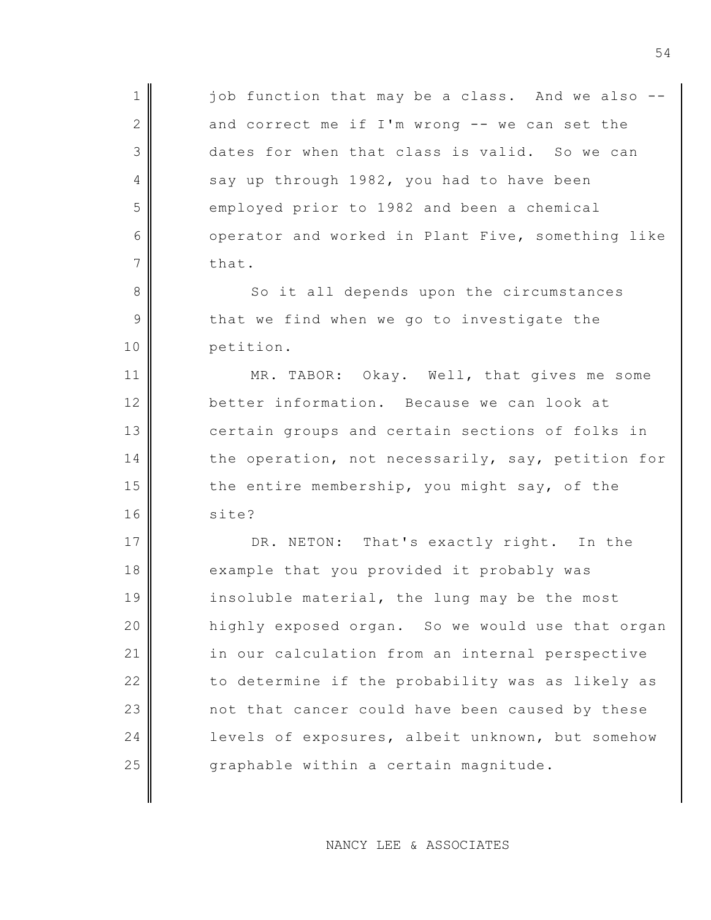job function that may be a class. And we also -- and correct me if I'm wrong -- we can set the dates for when that class is valid. So we can say up through 1982, you had to have been employed prior to 1982 and been a chemical operator and worked in Plant Five, something like that.

So it all depends upon the circumstances that we find when we go to investigate the petition.

MR. TABOR: Okay. Well, that gives me some better information. Because we can look at certain groups and certain sections of folks in the operation, not necessarily, say, petition for the entire membership, you might say, of the site?

DR. NETON: That's exactly right. In the example that you provided it probably was insoluble material, the lung may be the most highly exposed organ. So we would use that organ in our calculation from an internal perspective to determine if the probability was as likely as not that cancer could have been caused by these levels of exposures, albeit unknown, but somehow graphable within a certain magnitude.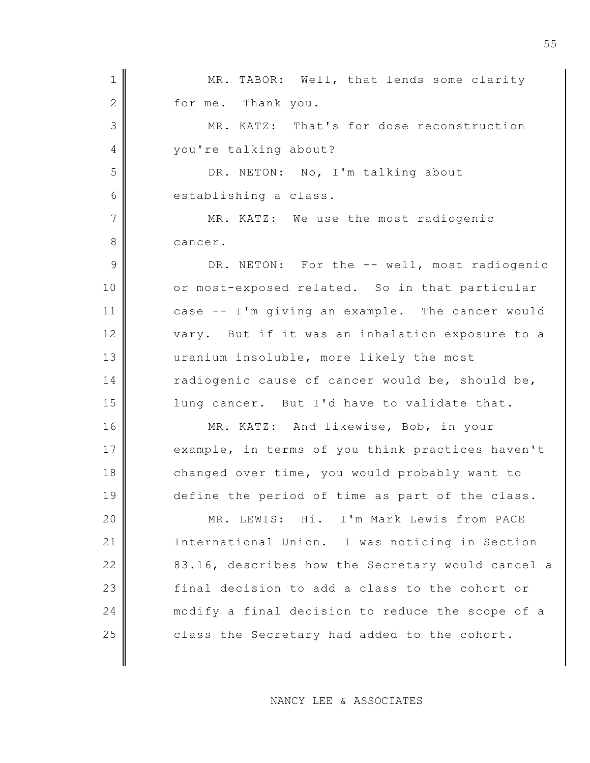MR. TABOR: Well, that lends some clarity for me. Thank you.

MR. KATZ: That's for dose reconstruction you're talking about?

DR. NETON: No, I'm talking about establishing a class.

MR. KATZ: We use the most radiogenic cancer.

DR. NETON: For the -- well, most radiogenic or most-exposed related. So in that particular case -- I'm giving an example. The cancer would vary. But if it was an inhalation exposure to a uranium insoluble, more likely the most radiogenic cause of cancer would be, should be, lung cancer. But I'd have to validate that.

MR. KATZ: And likewise, Bob, in your example, in terms of you think practices haven't changed over time, you would probably want to define the period of time as part of the class.

MR. LEWIS: Hi. I'm Mark Lewis from PACE International Union. I was noticing in Section 83.16, describes how the Secretary would cancel a final decision to add a class to the cohort or modify a final decision to reduce the scope of a class the Secretary had added to the cohort.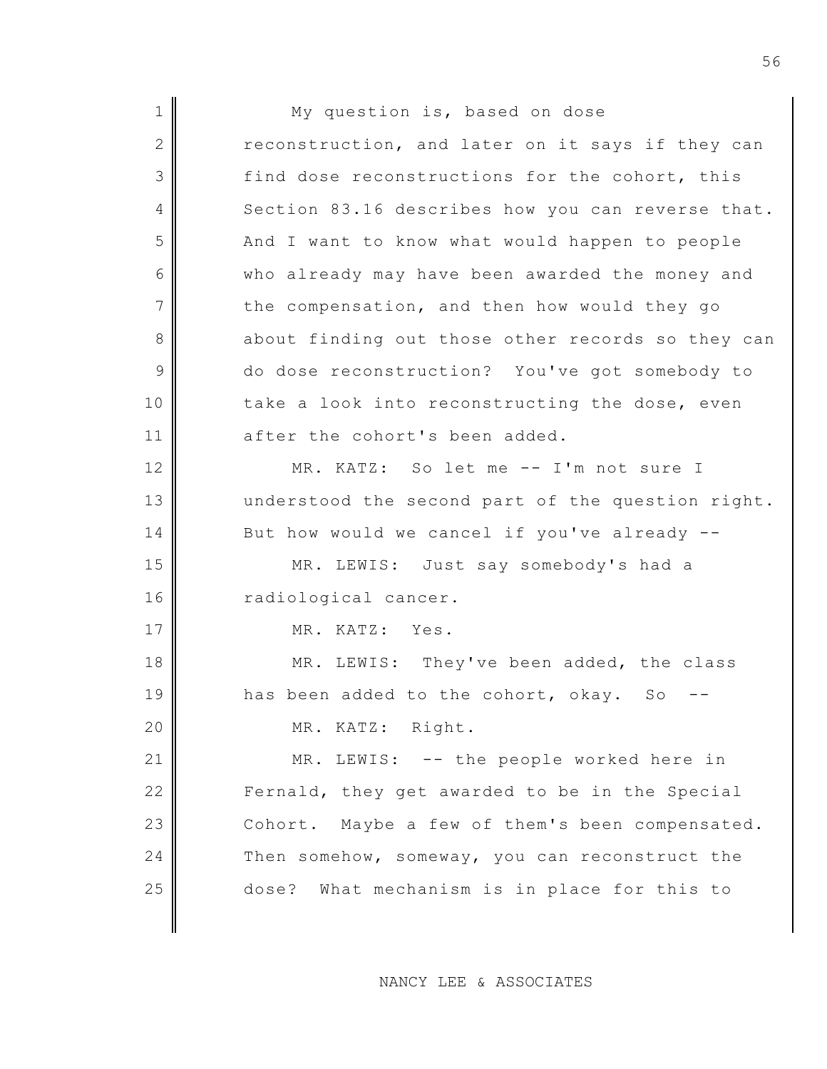My question is, based on dose reconstruction, and later on it says if they can find dose reconstructions for the cohort, this Section 83.16 describes how you can reverse that. And I want to know what would happen to people who already may have been awarded the money and the compensation, and then how would they go about finding out those other records so they can do dose reconstruction? You've got somebody to take a look into reconstructing the dose, even after the cohort's been added.

MR. KATZ: So let me -- I'm not sure I understood the second part of the question right. But how would we cancel if you've already --

MR. LEWIS: Just say somebody's had a radiological cancer.

MR. KATZ: Yes.

MR. LEWIS: They've been added, the class has been added to the cohort, okay. So --

MR. KATZ: Right.

MR. LEWIS: -- the people worked here in Fernald, they get awarded to be in the Special Cohort. Maybe a few of them's been compensated. Then somehow, someway, you can reconstruct the dose? What mechanism is in place for this to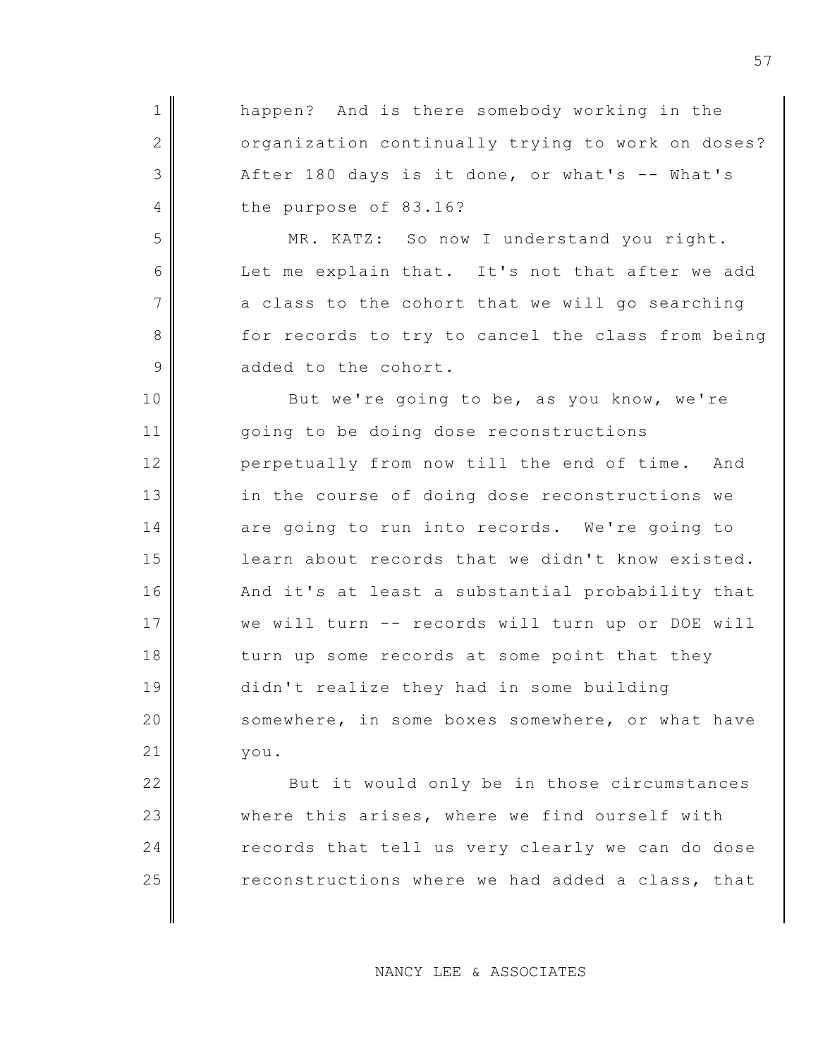happen? And is there somebody working in the organization continually trying to work on doses? After 180 days is it done, or what's -- What's the purpose of 83.16?

MR. KATZ: So now I understand you right. Let me explain that. It's not that after we add a class to the cohort that we will go searching for records to try to cancel the class from being added to the cohort.

But we're going to be, as you know, we're going to be doing dose reconstructions perpetually from now till the end of time. And in the course of doing dose reconstructions we are going to run into records. We're going to learn about records that we didn't know existed. And it's at least a substantial probability that we will turn -- records will turn up or DOE will turn up some records at some point that they didn't realize they had in some building somewhere, in some boxes somewhere, or what have you.

But it would only be in those circumstances where this arises, where we find ourself with records that tell us very clearly we can do dose reconstructions where we had added a class, that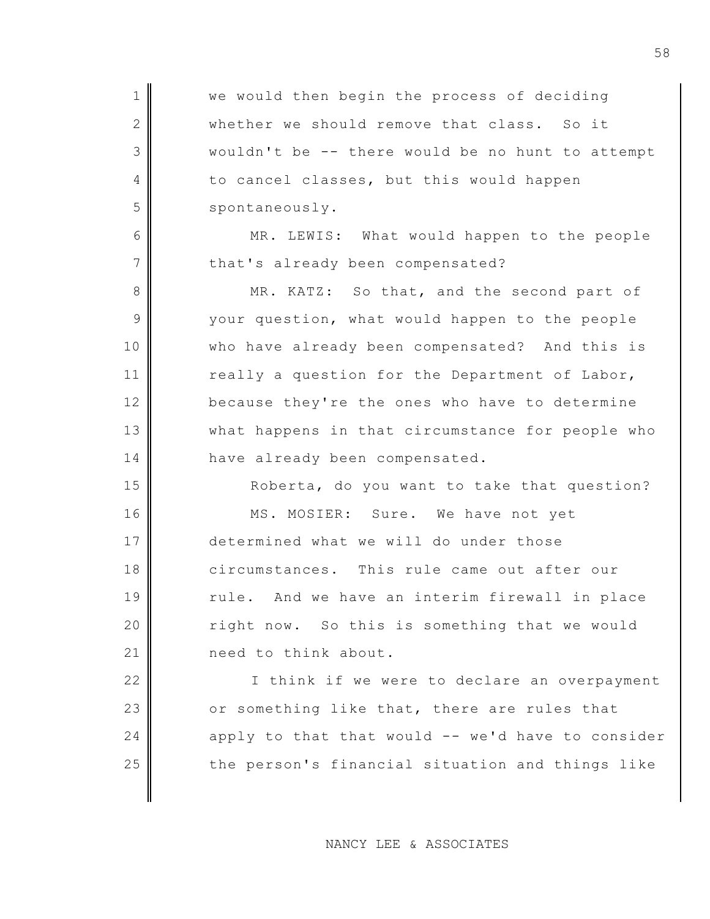we would then begin the process of deciding whether we should remove that class. So it wouldn't be -- there would be no hunt to attempt to cancel classes, but this would happen spontaneously.

MR. LEWIS: What would happen to the people that's already been compensated?

MR. KATZ: So that, and the second part of your question, what would happen to the people who have already been compensated? And this is really a question for the Department of Labor, because they're the ones who have to determine what happens in that circumstance for people who have already been compensated.

Roberta, do you want to take that question?

MS. MOSIER: Sure. We have not yet determined what we will do under those circumstances. This rule came out after our rule. And we have an interim firewall in place right now. So this is something that we would need to think about.

I think if we were to declare an overpayment or something like that, there are rules that apply to that that would -- we'd have to consider the person's financial situation and things like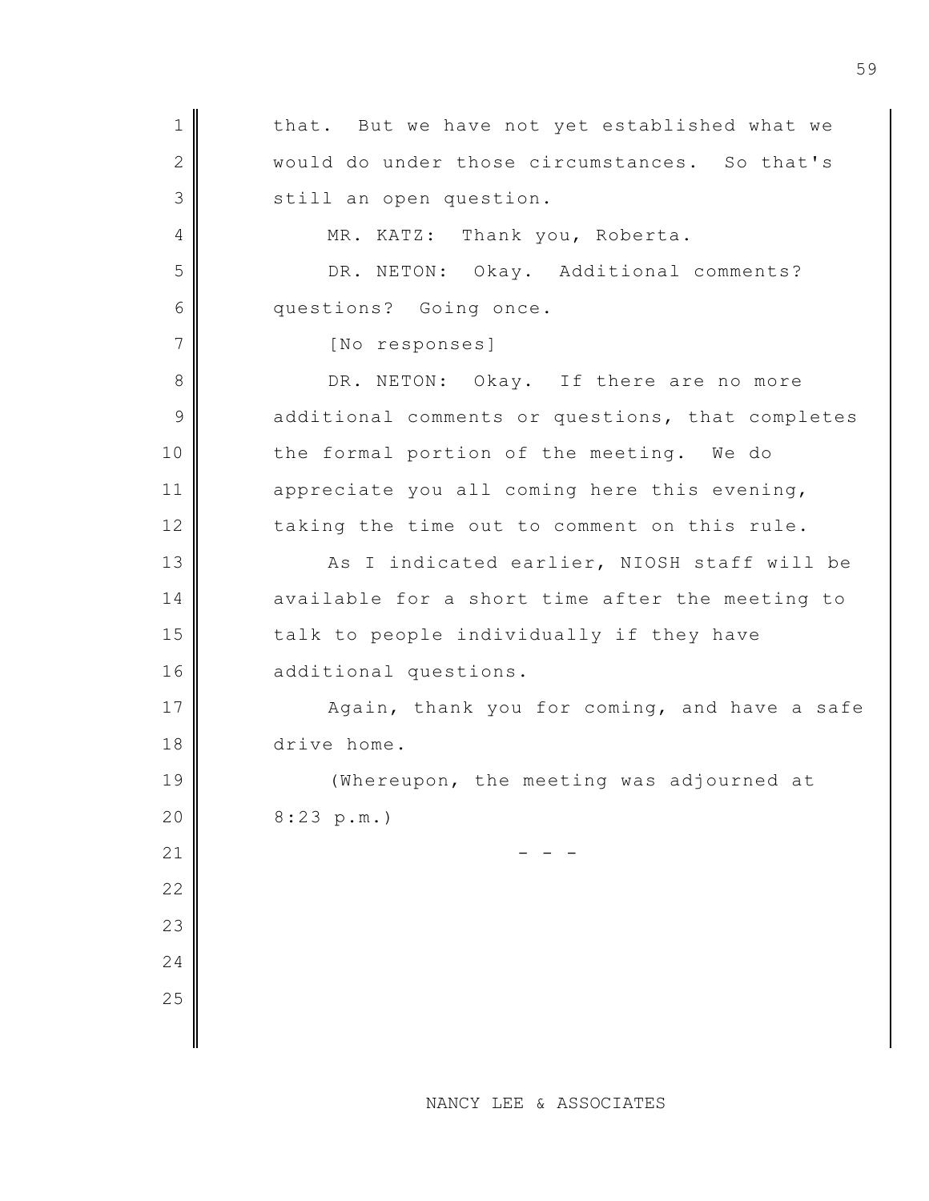that. But we have not yet established what we would do under those circumstances. So that's still an open question.

MR. KATZ: Thank you, Roberta.

DR. NETON: Okay. Additional comments? questions? Going once.

[No responses]

DR. NETON: Okay. If there are no more additional comments or questions, that completes the formal portion of the meeting. We do appreciate you all coming here this evening, taking the time out to comment on this rule.

As I indicated earlier, NIOSH staff will be available for a short time after the meeting to talk to people individually if they have additional questions.

Again, thank you for coming, and have a safe drive home.

(Whereupon, the meeting was adjourned at 8:23 p.m.)

\- - -